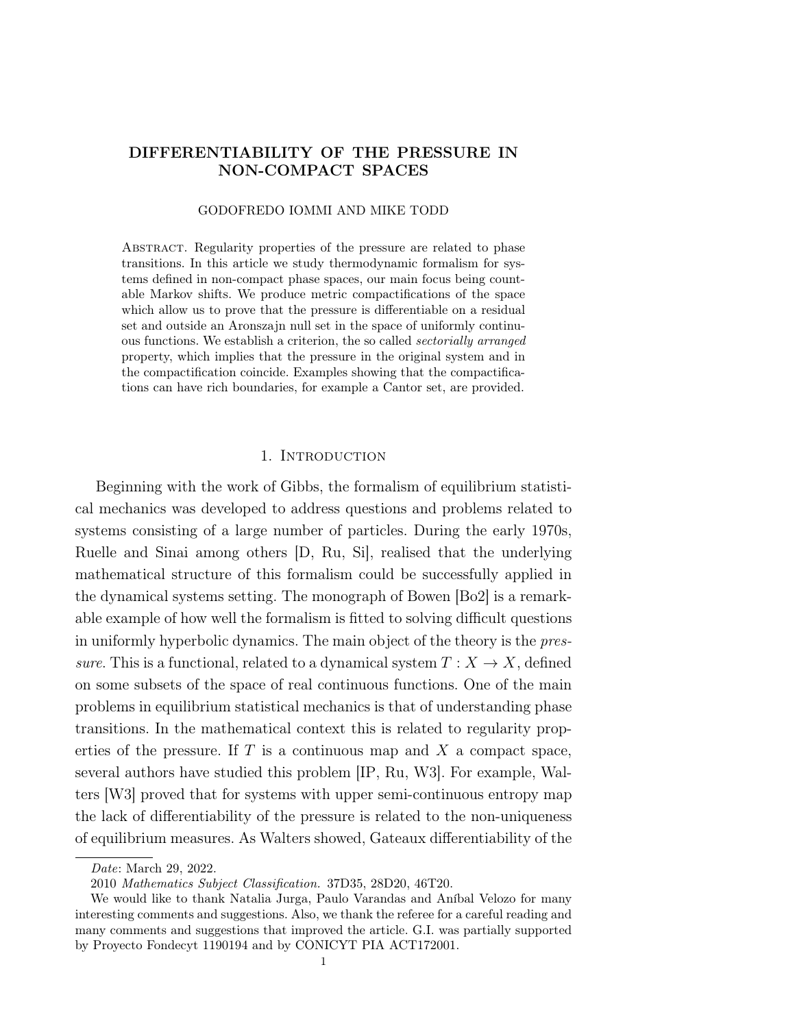# DIFFERENTIABILITY OF THE PRESSURE IN NON-COMPACT SPACES

GODOFREDO IOMMI AND MIKE TODD

Abstract. Regularity properties of the pressure are related to phase transitions. In this article we study thermodynamic formalism for systems defined in non-compact phase spaces, our main focus being countable Markov shifts. We produce metric compactifications of the space which allow us to prove that the pressure is differentiable on a residual set and outside an Aronszajn null set in the space of uniformly continuous functions. We establish a criterion, the so called *sectorially arranged* property, which implies that the pressure in the original system and in the compactification coincide. Examples showing that the compactifications can have rich boundaries, for example a Cantor set, are provided.

## 1. Introduction

Beginning with the work of Gibbs, the formalism of equilibrium statistical mechanics was developed to address questions and problems related to systems consisting of a large number of particles. During the early 1970s, Ruelle and Sinai among others [D, Ru, Si], realised that the underlying mathematical structure of this formalism could be successfully applied in the dynamical systems setting. The monograph of Bowen [Bo2] is a remarkable example of how well the formalism is fitted to solving difficult questions in uniformly hyperbolic dynamics. The main object of the theory is the *pressure*. This is a functional, related to a dynamical system $T : X \to X$, defined on some subsets of the space of real continuous functions. One of the main problems in equilibrium statistical mechanics is that of understanding phase transitions. In the mathematical context this is related to regularity properties of the pressure. If $T$ is a continuous map and $X$ a compact space, several authors have studied this problem [IP, Ru, W3]. For example, Walters [W3] proved that for systems with upper semi-continuous entropy map the lack of differentiability of the pressure is related to the non-uniqueness of equilibrium measures. As Walters showed, Gateaux differentiability of the

*Date*: March 29, 2022.

2010 *Mathematics Subject Classification.* 37D35, 28D20, 46T20.

We would like to thank Natalia Jurga, Paulo Varandas and Aníbal Velozo for many interesting comments and suggestions. Also, we thank the referee for a careful reading and many comments and suggestions that improved the article. G.I. was partially supported by Proyecto Fondecyt 1190194 and by CONICYT PIA ACT172001.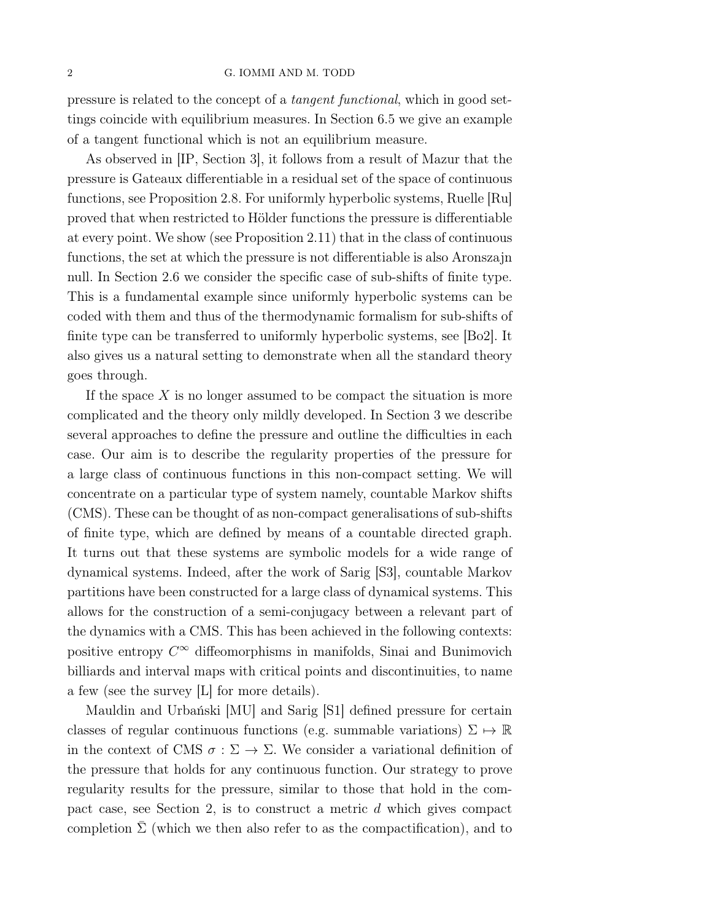pressure is related to the concept of a *tangent functional*, which in good settings coincide with equilibrium measures. In Section 6.5 we give an example of a tangent functional which is not an equilibrium measure.

As observed in [IP, Section 3], it follows from a result of Mazur that the pressure is Gateaux differentiable in a residual set of the space of continuous functions, see Proposition 2.8. For uniformly hyperbolic systems, Ruelle [Ru] proved that when restricted to Hölder functions the pressure is differentiable at every point. We show (see Proposition 2.11) that in the class of continuous functions, the set at which the pressure is not differentiable is also Aronszajn null. In Section 2.6 we consider the specific case of sub-shifts of finite type. This is a fundamental example since uniformly hyperbolic systems can be coded with them and thus of the thermodynamic formalism for sub-shifts of finite type can be transferred to uniformly hyperbolic systems, see [Bo2]. It also gives us a natural setting to demonstrate when all the standard theory goes through.

If the space $X$ is no longer assumed to be compact the situation is more complicated and the theory only mildly developed. In Section 3 we describe several approaches to define the pressure and outline the difficulties in each case. Our aim is to describe the regularity properties of the pressure for a large class of continuous functions in this non-compact setting. We will concentrate on a particular type of system namely, countable Markov shifts (CMS). These can be thought of as non-compact generalisations of sub-shifts of finite type, which are defined by means of a countable directed graph. It turns out that these systems are symbolic models for a wide range of dynamical systems. Indeed, after the work of Sarig [S3], countable Markov partitions have been constructed for a large class of dynamical systems. This allows for the construction of a semi-conjugacy between a relevant part of the dynamics with a CMS. This has been achieved in the following contexts: positive entropy $C^\infty$ diffeomorphisms in manifolds, Sinai and Bunimovich billiards and interval maps with critical points and discontinuities, to name a few (see the survey [L] for more details).

Mauldin and Urbański [MU] and Sarig [S1] defined pressure for certain classes of regular continuous functions (e.g. summable variations) $\Sigma \mapsto \mathbb{R}$ in the context of CMS $\sigma : \Sigma \to \Sigma$. We consider a variational definition of the pressure that holds for any continuous function. Our strategy to prove regularity results for the pressure, similar to those that hold in the compact case, see Section 2, is to construct a metric $d$ which gives compact completion $\bar{\Sigma}$ (which we then also refer to as the compactification), and to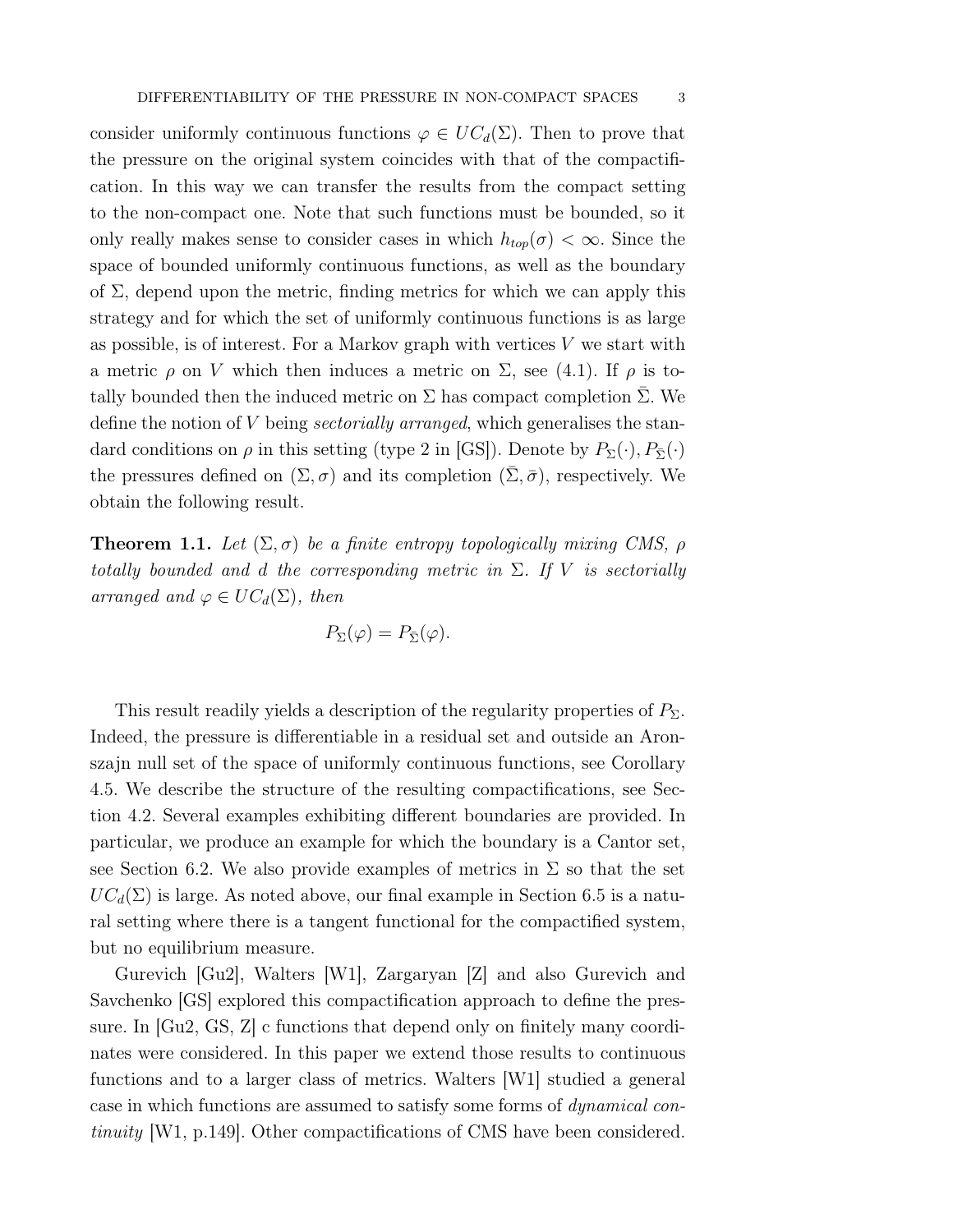consider uniformly continuous functions $\varphi \in UC_d(\Sigma)$. Then to prove that the pressure on the original system coincides with that of the compactification. In this way we can transfer the results from the compact setting to the non-compact one. Note that such functions must be bounded, so it only really makes sense to consider cases in which $h_{top}(\sigma) < \infty$. Since the space of bounded uniformly continuous functions, as well as the boundary of $\Sigma$, depend upon the metric, finding metrics for which we can apply this strategy and for which the set of uniformly continuous functions is as large as possible, is of interest. For a Markov graph with vertices $V$ we start with a metric $\rho$ on $V$ which then induces a metric on $\Sigma$, see (4.1). If $\rho$ is totally bounded then the induced metric on $\Sigma$ has compact completion $\bar{\Sigma}$. We define the notion of $V$ being *sectorially arranged*, which generalises the standard conditions on $\rho$ in this setting (type 2 in [GS]). Denote by $P_\Sigma(\cdot), P_{\bar{\Sigma}}(\cdot)$ the pressures defined on $(\Sigma, \sigma)$ and its completion $(\bar{\Sigma}, \bar{\sigma})$, respectively. We obtain the following result.

**Theorem 1.1.** *Let $(\Sigma, \sigma)$ be a finite entropy topologically mixing CMS, $\rho$ totally bounded and $d$ the corresponding metric in $\Sigma$. If $V$ is sectorially arranged and $\varphi \in UC_d(\Sigma)$, then*

$$P_\Sigma(\varphi) = P_{\bar{\Sigma}}(\varphi).$$

This result readily yields a description of the regularity properties of $P_\Sigma$. Indeed, the pressure is differentiable in a residual set and outside an Aronszajn null set of the space of uniformly continuous functions, see Corollary 4.5. We describe the structure of the resulting compactifications, see Section 4.2. Several examples exhibiting different boundaries are provided. In particular, we produce an example for which the boundary is a Cantor set, see Section 6.2. We also provide examples of metrics in $\Sigma$ so that the set $UC_d(\Sigma)$ is large. As noted above, our final example in Section 6.5 is a natural setting where there is a tangent functional for the compactified system, but no equilibrium measure.

Gurevich [Gu2], Walters [W1], Zargaryan [Z] and also Gurevich and Savchenko [GS] explored this compactification approach to define the pressure. In [Gu2, GS, Z] c functions that depend only on finitely many coordinates were considered. In this paper we extend those results to continuous functions and to a larger class of metrics. Walters [W1] studied a general case in which functions are assumed to satisfy some forms of *dynamical continuity* [W1, p.149]. Other compactifications of CMS have been considered.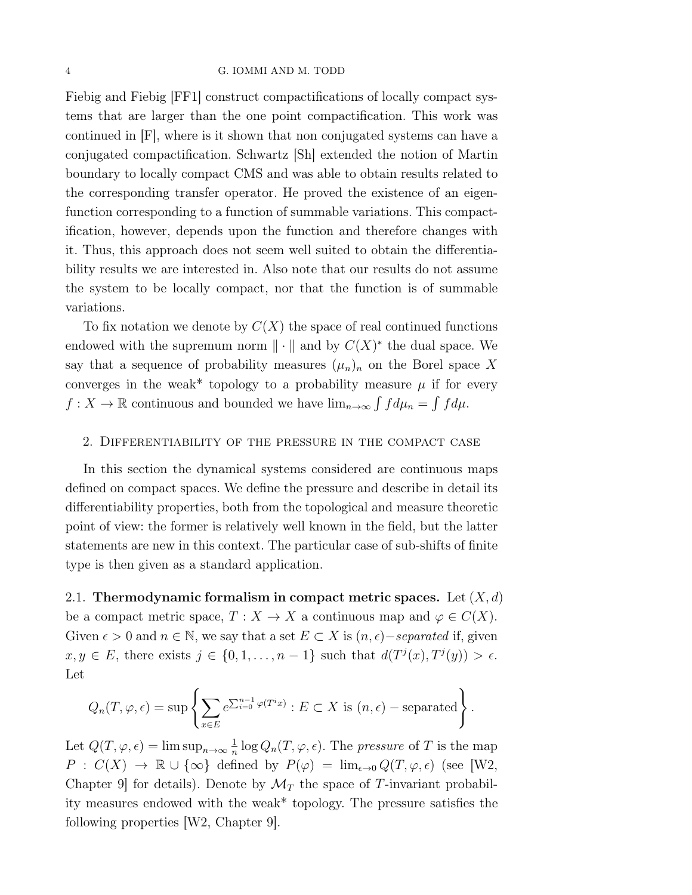Fiebig and Fiebig [FF1] construct compactifications of locally compact systems that are larger than the one point compactification. This work was continued in [F], where is it shown that non conjugated systems can have a conjugated compactification. Schwartz [Sh] extended the notion of Martin boundary to locally compact CMS and was able to obtain results related to the corresponding transfer operator. He proved the existence of an eigenfunction corresponding to a function of summable variations. This compactification, however, depends upon the function and therefore changes with it. Thus, this approach does not seem well suited to obtain the differentiability results we are interested in. Also note that our results do not assume the system to be locally compact, nor that the function is of summable variations.

To fix notation we denote by $C(X)$ the space of real continued functions endowed with the supremum norm $\|\cdot\|$ and by $C(X)^*$ the dual space. We say that a sequence of probability measures $(\mu_n)_n$ on the Borel space $X$ converges in the weak* topology to a probability measure $\mu$ if for every $f : X \to \mathbb{R}$ continuous and bounded we have $\lim_{n\to\infty} \int f d\mu_n = \int f d\mu$.

## 2. Differentiability of the pressure in the compact case

In this section the dynamical systems considered are continuous maps defined on compact spaces. We define the pressure and describe in detail its differentiability properties, both from the topological and measure theoretic point of view: the former is relatively well known in the field, but the latter statements are new in this context. The particular case of sub-shifts of finite type is then given as a standard application.

### 2.1. Thermodynamic formalism in compact metric spaces.

Let $(X, d)$ be a compact metric space, $T : X \to X$ a continuous map and $\varphi \in C(X)$. Given $\epsilon > 0$ and $n \in \mathbb{N}$, we say that a set $E \subset X$ is $(n, \epsilon)-$*separated* if, given $x, y \in E$, there exists $j \in \{0, 1, \ldots, n-1\}$ such that $d(T^j(x), T^j(y)) > \epsilon$. Let

$$Q_n(T, \varphi, \epsilon) = \sup \left\{ \sum_{x \in E} e^{\sum_{i=0}^{n-1} \varphi(T^i x)} : E \subset X \text{ is } (n, \epsilon) - \text{separated} \right\}.$$

Let $Q(T, \varphi, \epsilon) = \limsup_{n\to\infty} \frac{1}{n} \log Q_n(T, \varphi, \epsilon)$. The *pressure* of $T$ is the map $P : C(X) \to \mathbb{R} \cup \{\infty\}$ defined by $P(\varphi) = \lim_{\epsilon \to 0} Q(T, \varphi, \epsilon)$ (see [W2, Chapter 9] for details). Denote by $\mathcal{M}_T$ the space of $T$-invariant probability measures endowed with the weak* topology. The pressure satisfies the following properties [W2, Chapter 9].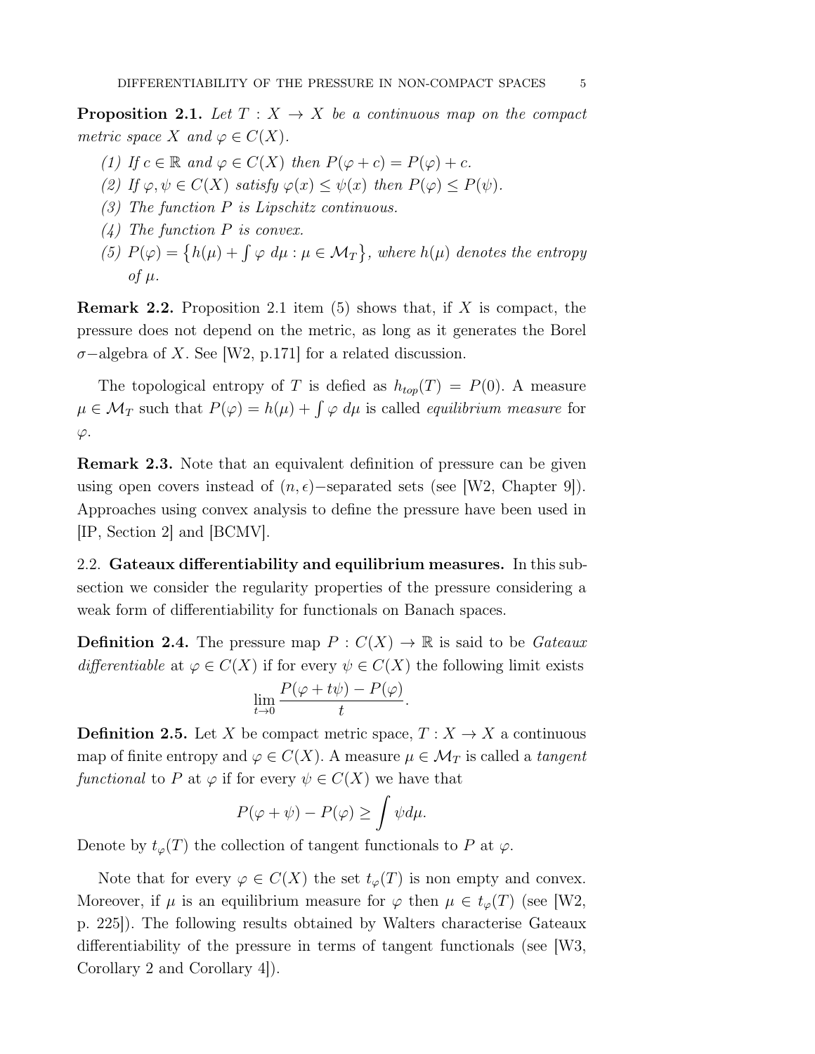**Proposition 2.1.** *Let $T : X \to X$ be a continuous map on the compact metric space $X$ and $\varphi \in C(X)$.*

1. *If $c \in \mathbb{R}$ and $\varphi \in C(X)$ then $P(\varphi + c) = P(\varphi) + c$.*
2. *If $\varphi, \psi \in C(X)$ satisfy $\varphi(x) \leq \psi(x)$ then $P(\varphi) \leq P(\psi)$.*
3. *The function $P$ is Lipschitz continuous.*
4. *The function $P$ is convex.*
5. *$P(\varphi) = \left\{ h(\mu) + \int \varphi \, d\mu : \mu \in \mathcal{M}_T \right\}$, where $h(\mu)$ denotes the entropy of $\mu$.*

**Remark 2.2.** Proposition 2.1 item (5) shows that, if $X$ is compact, the pressure does not depend on the metric, as long as it generates the Borel $\sigma-$algebra of $X$. See [W2, p.171] for a related discussion.

The topological entropy of $T$ is defied as $h_{top}(T) = P(0)$. A measure $\mu \in \mathcal{M}_T$ such that $P(\varphi) = h(\mu) + \int \varphi \, d\mu$ is called *equilibrium measure* for $\varphi$.

**Remark 2.3.** Note that an equivalent definition of pressure can be given using open covers instead of $(n, \epsilon)-$separated sets (see [W2, Chapter 9]). Approaches using convex analysis to define the pressure have been used in [IP, Section 2] and [BCMV].

## 2.2. Gateaux differentiability and equilibrium measures.

In this subsection we consider the regularity properties of the pressure considering a weak form of differentiability for functionals on Banach spaces.

**Definition 2.4.** The pressure map $P : C(X) \to \mathbb{R}$ is said to be *Gateaux differentiable* at $\varphi \in C(X)$ if for every $\psi \in C(X)$ the following limit exists

$$\lim_{t \to 0} \frac{P(\varphi + t\psi) - P(\varphi)}{t}.$$

**Definition 2.5.** Let $X$ be compact metric space, $T : X \to X$ a continuous map of finite entropy and $\varphi \in C(X)$. A measure $\mu \in \mathcal{M}_T$ is called a *tangent functional* to $P$ at $\varphi$ if for every $\psi \in C(X)$ we have that

$$P(\varphi + \psi) - P(\varphi) \geq \int \psi d\mu.$$

Denote by $t_\varphi(T)$ the collection of tangent functionals to $P$ at $\varphi$.

Note that for every $\varphi \in C(X)$ the set $t_\varphi(T)$ is non empty and convex. Moreover, if $\mu$ is an equilibrium measure for $\varphi$ then $\mu \in t_\varphi(T)$ (see [W2, p. 225]). The following results obtained by Walters characterise Gateaux differentiability of the pressure in terms of tangent functionals (see [W3, Corollary 2 and Corollary 4]).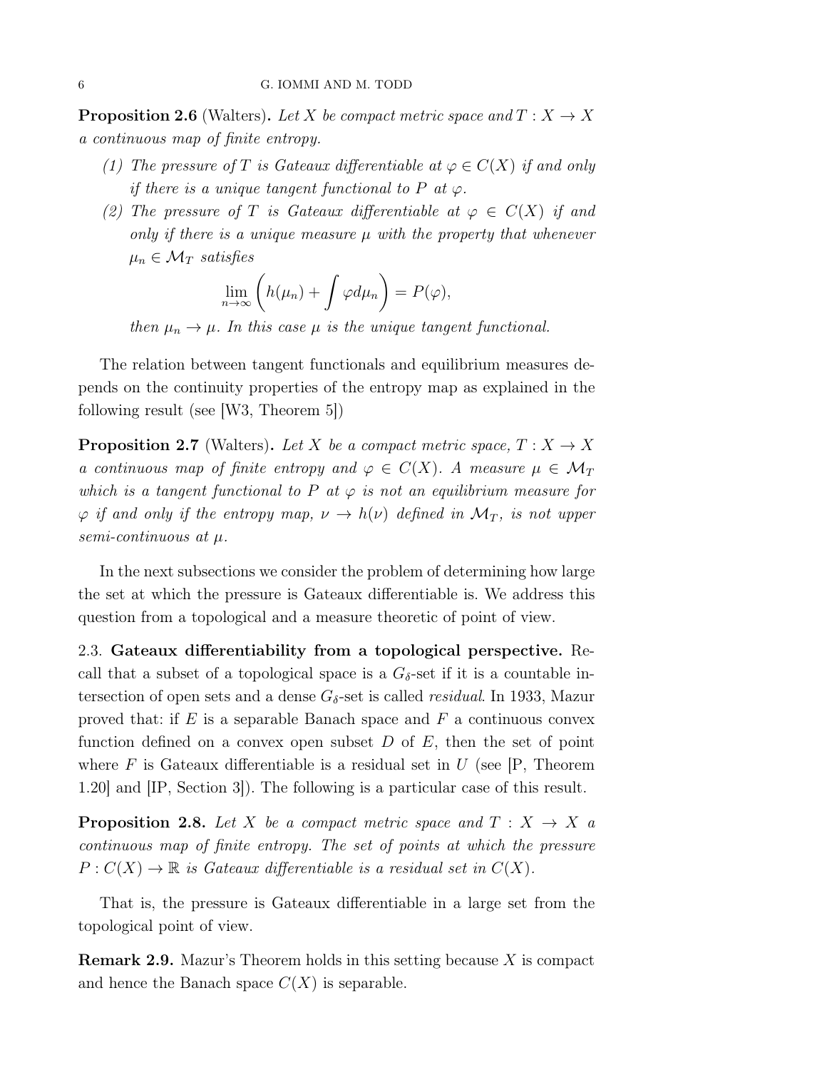**Proposition 2.6** (Walters)**.** *Let $X$ be compact metric space and $T : X \to X$ a continuous map of finite entropy.*

1. *The pressure of $T$ is Gateaux differentiable at $\varphi \in C(X)$ if and only if there is a unique tangent functional to $P$ at $\varphi$.*
2. *The pressure of $T$ is Gateaux differentiable at $\varphi \in C(X)$ if and only if there is a unique measure $\mu$ with the property that whenever $\mu_n \in \mathcal{M}_T$ satisfies*
$$\lim_{n\to\infty} \left( h(\mu_n) + \int \varphi d\mu_n \right) = P(\varphi),$$
*then $\mu_n \to \mu$. In this case $\mu$ is the unique tangent functional.*

The relation between tangent functionals and equilibrium measures depends on the continuity properties of the entropy map as explained in the following result (see [W3, Theorem 5])

**Proposition 2.7** (Walters)**.** *Let $X$ be a compact metric space, $T : X \to X$ a continuous map of finite entropy and $\varphi \in C(X)$. A measure $\mu \in \mathcal{M}_T$ which is a tangent functional to $P$ at $\varphi$ is not an equilibrium measure for $\varphi$ if and only if the entropy map, $\nu \to h(\nu)$ defined in $\mathcal{M}_T$, is not upper semi-continuous at $\mu$.*

In the next subsections we consider the problem of determining how large the set at which the pressure is Gateaux differentiable is. We address this question from a topological and a measure theoretic of point of view.

2.3. **Gateaux differentiability from a topological perspective.** Recall that a subset of a topological space is a $G_\delta$-set if it is a countable intersection of open sets and a dense $G_\delta$-set is called *residual*. In 1933, Mazur proved that: if $E$ is a separable Banach space and $F$ a continuous convex function defined on a convex open subset $D$ of $E$, then the set of point where $F$ is Gateaux differentiable is a residual set in $U$ (see [P, Theorem 1.20] and [IP, Section 3]). The following is a particular case of this result.

**Proposition 2.8.** *Let $X$ be a compact metric space and $T : X \to X$ a continuous map of finite entropy. The set of points at which the pressure $P : C(X) \to \mathbb{R}$ is Gateaux differentiable is a residual set in $C(X)$.*

That is, the pressure is Gateaux differentiable in a large set from the topological point of view.

**Remark 2.9.** Mazur's Theorem holds in this setting because $X$ is compact and hence the Banach space $C(X)$ is separable.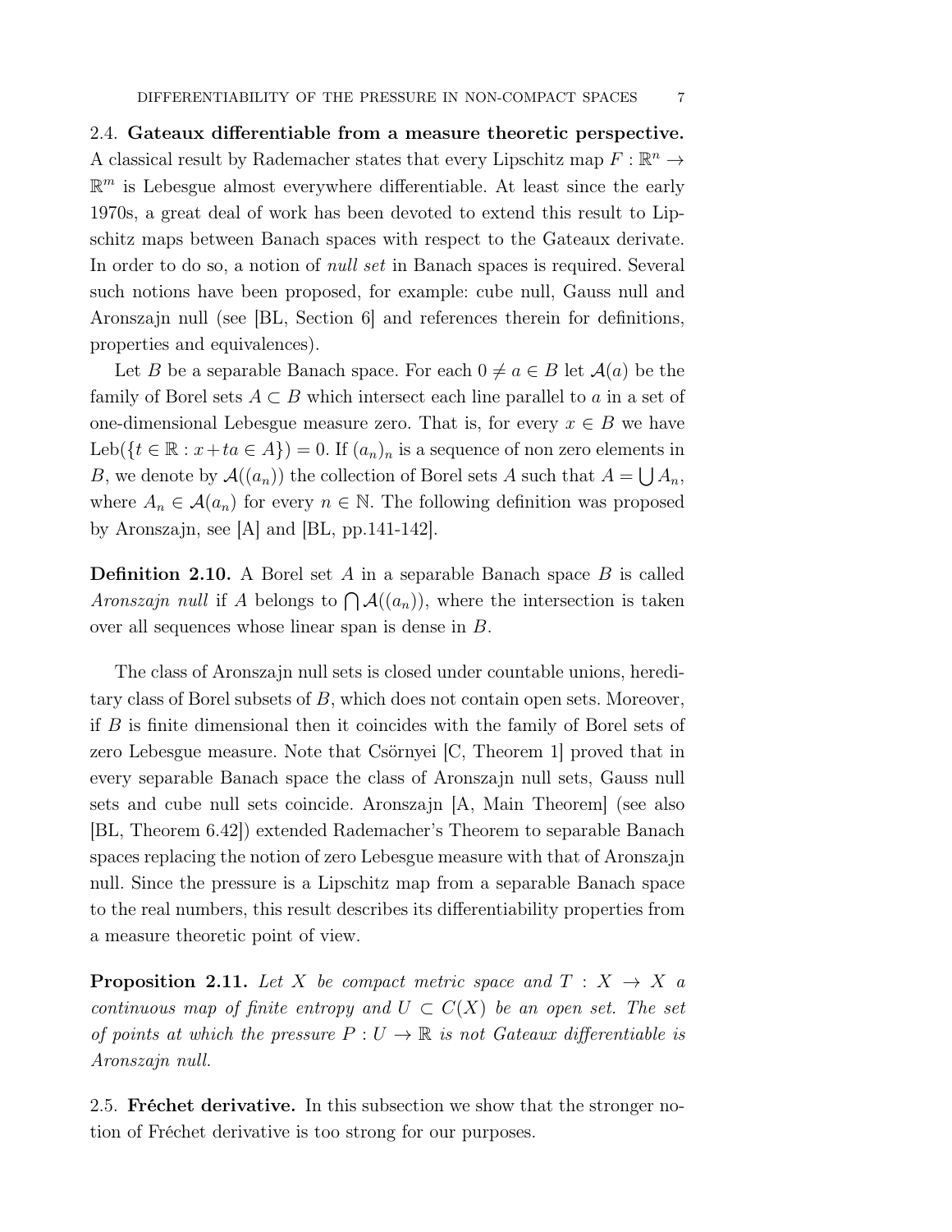## 2.4. Gateaux differentiable from a measure theoretic perspective.

A classical result by Rademacher states that every Lipschitz map $F : \mathbb{R}^n \to \mathbb{R}^m$ is Lebesgue almost everywhere differentiable. At least since the early 1970s, a great deal of work has been devoted to extend this result to Lipschitz maps between Banach spaces with respect to the Gateaux derivate. In order to do so, a notion of *null set* in Banach spaces is required. Several such notions have been proposed, for example: cube null, Gauss null and Aronszajn null (see [BL, Section 6] and references therein for definitions, properties and equivalences).

Let $B$ be a separable Banach space. For each $0 \neq a \in B$ let $\mathcal{A}(a)$ be the family of Borel sets $A \subset B$ which intersect each line parallel to $a$ in a set of one-dimensional Lebesgue measure zero. That is, for every $x \in B$ we have $\text{Leb}(\{t \in \mathbb{R} : x + ta \in A\}) = 0$. If $(a_n)_n$ is a sequence of non zero elements in $B$, we denote by $\mathcal{A}((a_n))$ the collection of Borel sets $A$ such that $A = \bigcup A_n$, where $A_n \in \mathcal{A}(a_n)$ for every $n \in \mathbb{N}$. The following definition was proposed by Aronszajn, see [A] and [BL, pp.141-142].

**Definition 2.10.** A Borel set $A$ in a separable Banach space $B$ is called *Aronszajn null* if $A$ belongs to $\bigcap \mathcal{A}((a_n))$, where the intersection is taken over all sequences whose linear span is dense in $B$.

The class of Aronszajn null sets is closed under countable unions, hereditary class of Borel subsets of $B$, which does not contain open sets. Moreover, if $B$ is finite dimensional then it coincides with the family of Borel sets of zero Lebesgue measure. Note that Csörnyei [C, Theorem 1] proved that in every separable Banach space the class of Aronszajn null sets, Gauss null sets and cube null sets coincide. Aronszajn [A, Main Theorem] (see also [BL, Theorem 6.42]) extended Rademacher's Theorem to separable Banach spaces replacing the notion of zero Lebesgue measure with that of Aronszajn null. Since the pressure is a Lipschitz map from a separable Banach space to the real numbers, this result describes its differentiability properties from a measure theoretic point of view.

**Proposition 2.11.** *Let $X$ be compact metric space and $T : X \to X$ a continuous map of finite entropy and $U \subset C(X)$ be an open set. The set of points at which the pressure $P : U \to \mathbb{R}$ is not Gateaux differentiable is Aronszajn null.*

## 2.5. Fréchet derivative.

In this subsection we show that the stronger notion of Fréchet derivative is too strong for our purposes.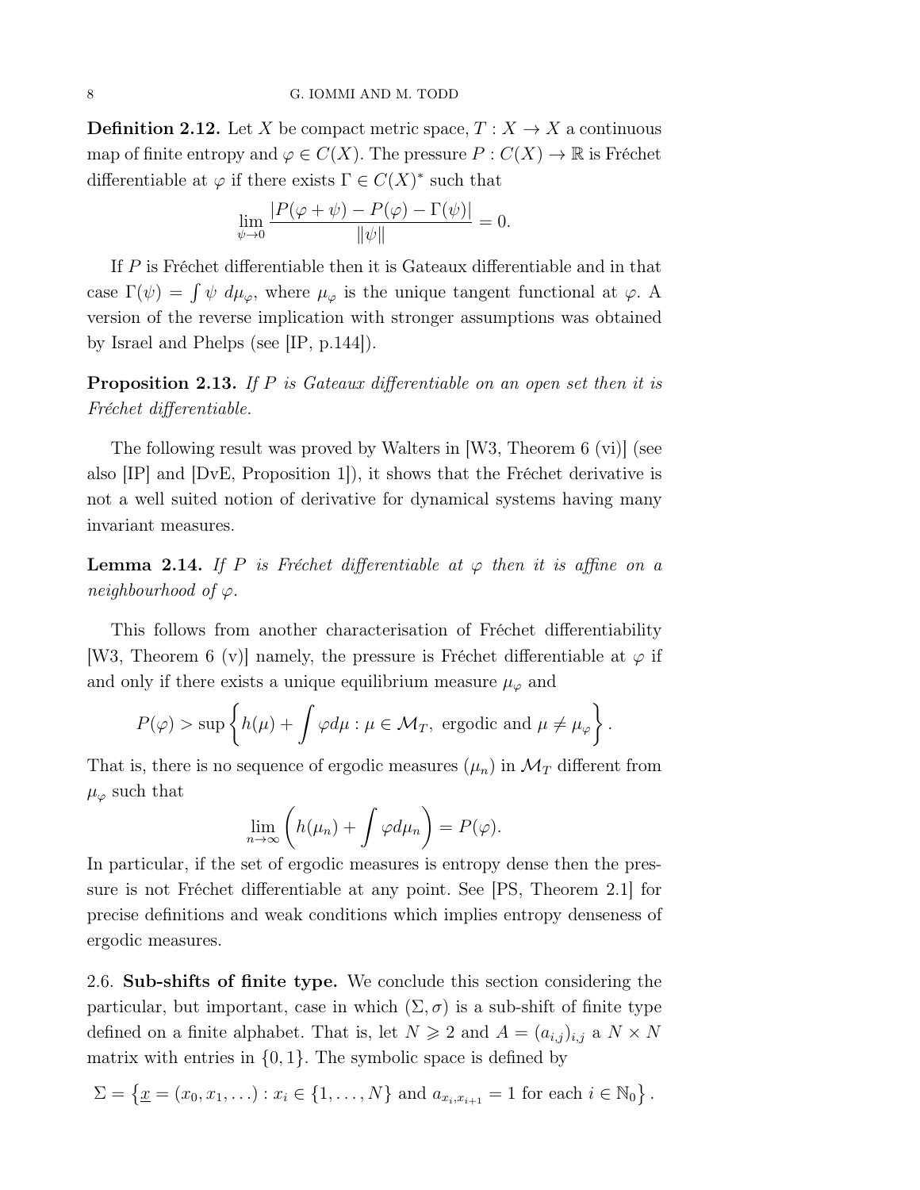**Definition 2.12.** Let $X$ be compact metric space, $T : X \to X$ a continuous map of finite entropy and $\varphi \in C(X)$. The pressure $P : C(X) \to \mathbb{R}$ is Fréchet differentiable at $\varphi$ if there exists $\Gamma \in C(X)^*$ such that

$$\lim_{\psi \to 0} \frac{|P(\varphi + \psi) - P(\varphi) - \Gamma(\psi)|}{\|\psi\|} = 0.$$

If $P$ is Fréchet differentiable then it is Gateaux differentiable and in that case $\Gamma(\psi) = \int \psi \, d\mu_\varphi$, where $\mu_\varphi$ is the unique tangent functional at $\varphi$. A version of the reverse implication with stronger assumptions was obtained by Israel and Phelps (see [IP, p.144]).

**Proposition 2.13.** *If $P$ is Gateaux differentiable on an open set then it is Fréchet differentiable.*

The following result was proved by Walters in [W3, Theorem 6 (vi)] (see also [IP] and [DvE, Proposition 1]), it shows that the Fréchet derivative is not a well suited notion of derivative for dynamical systems having many invariant measures.

**Lemma 2.14.** *If $P$ is Fréchet differentiable at $\varphi$ then it is affine on a neighbourhood of $\varphi$.*

This follows from another characterisation of Fréchet differentiability [W3, Theorem 6 (v)] namely, the pressure is Fréchet differentiable at $\varphi$ if and only if there exists a unique equilibrium measure $\mu_\varphi$ and

$$P(\varphi) > \sup \left\{ h(\mu) + \int \varphi d\mu : \mu \in \mathcal{M}_T, \text{ ergodic and } \mu \neq \mu_\varphi \right\}.$$

That is, there is no sequence of ergodic measures $(\mu_n)$ in $\mathcal{M}_T$ different from $\mu_\varphi$ such that

$$\lim_{n \to \infty} \left( h(\mu_n) + \int \varphi d\mu_n \right) = P(\varphi).$$

In particular, if the set of ergodic measures is entropy dense then the pressure is not Fréchet differentiable at any point. See [PS, Theorem 2.1] for precise definitions and weak conditions which implies entropy denseness of ergodic measures.

2.6. **Sub-shifts of finite type.** We conclude this section considering the particular, but important, case in which $(\Sigma, \sigma)$ is a sub-shift of finite type defined on a finite alphabet. That is, let $N \geqslant 2$ and $A = (a_{i,j})_{i,j}$ a $N \times N$ matrix with entries in $\{0, 1\}$. The symbolic space is defined by

$$\Sigma = \left\{ \underline{x} = (x_0, x_1, \dots) : x_i \in \{1, \dots, N\} \text{ and } a_{x_i, x_{i+1}} = 1 \text{ for each } i \in \mathbb{N}_0 \right\}.$$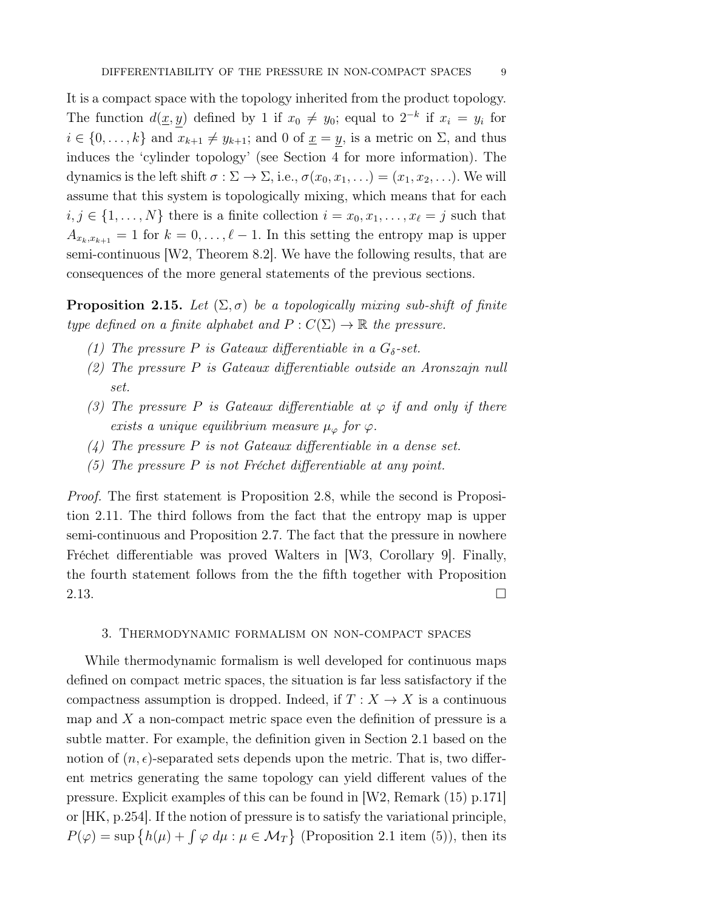It is a compact space with the topology inherited from the product topology. The function $d(\underline{x}, \underline{y})$ defined by 1 if $x_0 \neq y_0$; equal to $2^{-k}$ if $x_i = y_i$ for $i \in \{0, \ldots, k\}$ and $x_{k+1} \neq y_{k+1}$; and 0 of $\underline{x} = \underline{y}$, is a metric on $\Sigma$, and thus induces the 'cylinder topology' (see Section 4 for more information). The dynamics is the left shift $\sigma : \Sigma \to \Sigma$, i.e., $\sigma(x_0, x_1, \ldots) = (x_1, x_2, \ldots)$. We will assume that this system is topologically mixing, which means that for each $i, j \in \{1, \ldots, N\}$ there is a finite collection $i = x_0, x_1, \ldots, x_\ell = j$ such that $A_{x_k, x_{k+1}} = 1$ for $k = 0, \ldots, \ell - 1$. In this setting the entropy map is upper semi-continuous [W2, Theorem 8.2]. We have the following results, that are consequences of the more general statements of the previous sections.

**Proposition 2.15.** *Let $(\Sigma, \sigma)$ be a topologically mixing sub-shift of finite type defined on a finite alphabet and $P : C(\Sigma) \to \mathbb{R}$ the pressure.*

1. *The pressure $P$ is Gateaux differentiable in a $G_\delta$-set.*
2. *The pressure $P$ is Gateaux differentiable outside an Aronszajn null set.*
3. *The pressure $P$ is Gateaux differentiable at $\varphi$ if and only if there exists a unique equilibrium measure $\mu_\varphi$ for $\varphi$.*
4. *The pressure $P$ is not Gateaux differentiable in a dense set.*
5. *The pressure $P$ is not Fréchet differentiable at any point.*

*Proof.* The first statement is Proposition 2.8, while the second is Proposition 2.11. The third follows from the fact that the entropy map is upper semi-continuous and Proposition 2.7. The fact that the pressure in nowhere Fréchet differentiable was proved Walters in [W3, Corollary 9]. Finally, the fourth statement follows from the the fifth together with Proposition 2.13. □

## 3. Thermodynamic formalism on non-compact spaces

While thermodynamic formalism is well developed for continuous maps defined on compact metric spaces, the situation is far less satisfactory if the compactness assumption is dropped. Indeed, if $T : X \to X$ is a continuous map and $X$ a non-compact metric space even the definition of pressure is a subtle matter. For example, the definition given in Section 2.1 based on the notion of $(n, \epsilon)$-separated sets depends upon the metric. That is, two different metrics generating the same topology can yield different values of the pressure. Explicit examples of this can be found in [W2, Remark (15) p.171] or [HK, p.254]. If the notion of pressure is to satisfy the variational principle, $P(\varphi) = \sup \left\{ h(\mu) + \int \varphi \, d\mu : \mu \in \mathcal{M}_T \right\}$ (Proposition 2.1 item (5)), then its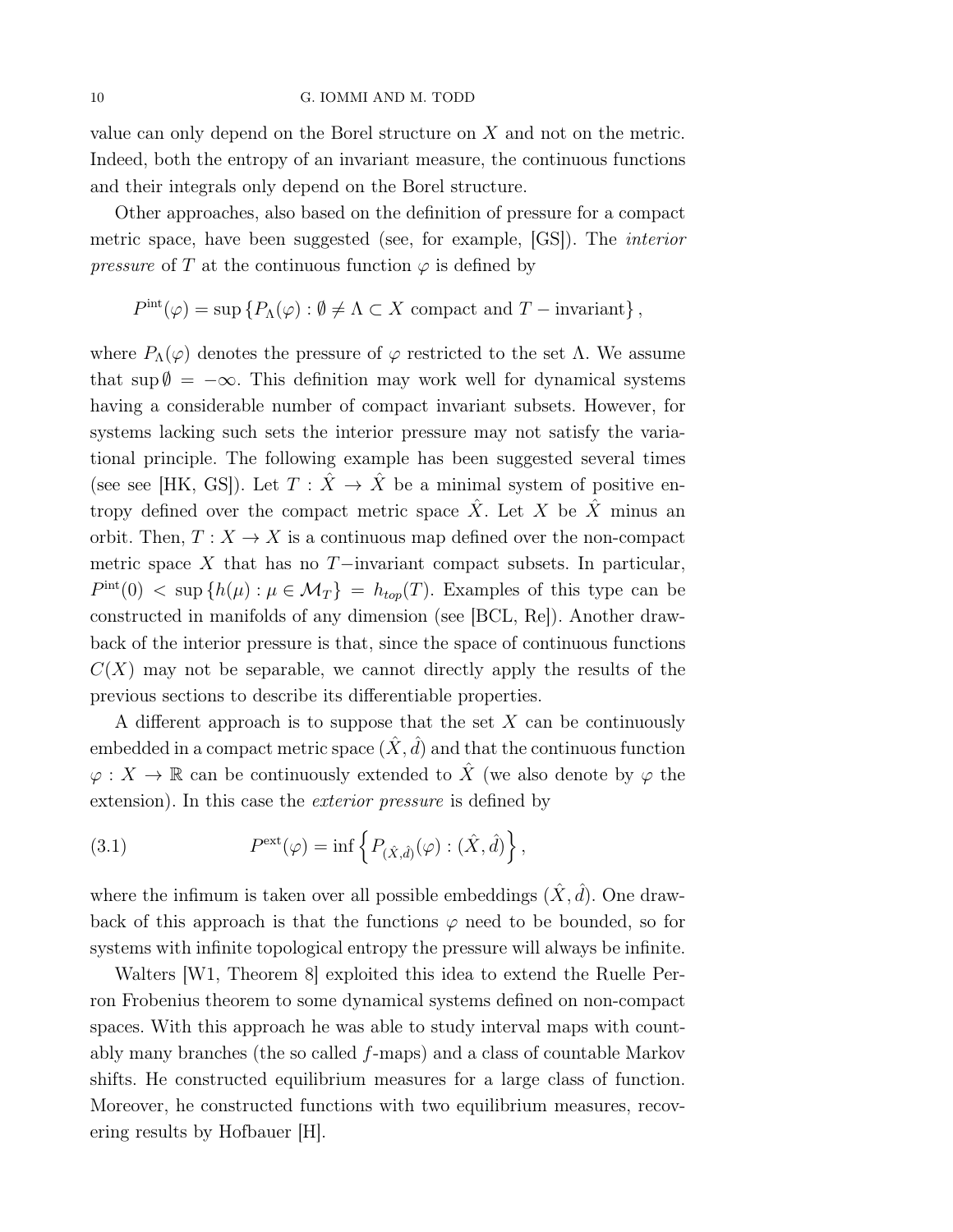value can only depend on the Borel structure on $X$ and not on the metric. Indeed, both the entropy of an invariant measure, the continuous functions and their integrals only depend on the Borel structure.

Other approaches, also based on the definition of pressure for a compact metric space, have been suggested (see, for example, [GS]). The *interior pressure* of $T$ at the continuous function $\varphi$ is defined by

$$P^{\text{int}}(\varphi) = \sup \left\{ P_\Lambda(\varphi) : \emptyset \neq \Lambda \subset X \text{ compact and } T-\text{invariant} \right\},$$

where $P_\Lambda(\varphi)$ denotes the pressure of $\varphi$ restricted to the set $\Lambda$. We assume that $\sup \emptyset = -\infty$. This definition may work well for dynamical systems having a considerable number of compact invariant subsets. However, for systems lacking such sets the interior pressure may not satisfy the variational principle. The following example has been suggested several times (see see [HK, GS]). Let $T : \hat{X} \to \hat{X}$ be a minimal system of positive entropy defined over the compact metric space $\hat{X}$. Let $X$ be $\hat{X}$ minus an orbit. Then, $T : X \to X$ is a continuous map defined over the non-compact metric space $X$ that has no $T-$invariant compact subsets. In particular, $P^{\text{int}}(0) < \sup \left\{ h(\mu) : \mu \in \mathcal{M}_T \right\} = h_{top}(T)$. Examples of this type can be constructed in manifolds of any dimension (see [BCL, Re]). Another drawback of the interior pressure is that, since the space of continuous functions $C(X)$ may not be separable, we cannot directly apply the results of the previous sections to describe its differentiable properties.

A different approach is to suppose that the set $X$ can be continuously embedded in a compact metric space $(\hat{X}, \hat{d})$ and that the continuous function $\varphi : X \to \mathbb{R}$ can be continuously extended to $\hat{X}$ (we also denote by $\varphi$ the extension). In this case the *exterior pressure* is defined by

$$P^{\text{ext}}(\varphi) = \inf \left\{ P_{(\hat{X},\hat{d})}(\varphi) : (\hat{X}, \hat{d}) \right\}, \tag{3.1}$$

where the infimum is taken over all possible embeddings $(\hat{X}, \hat{d})$. One drawback of this approach is that the functions $\varphi$ need to be bounded, so for systems with infinite topological entropy the pressure will always be infinite.

Walters [W1, Theorem 8] exploited this idea to extend the Ruelle Perron Frobenius theorem to some dynamical systems defined on non-compact spaces. With this approach he was able to study interval maps with countably many branches (the so called $f$-maps) and a class of countable Markov shifts. He constructed equilibrium measures for a large class of function. Moreover, he constructed functions with two equilibrium measures, recovering results by Hofbauer [H].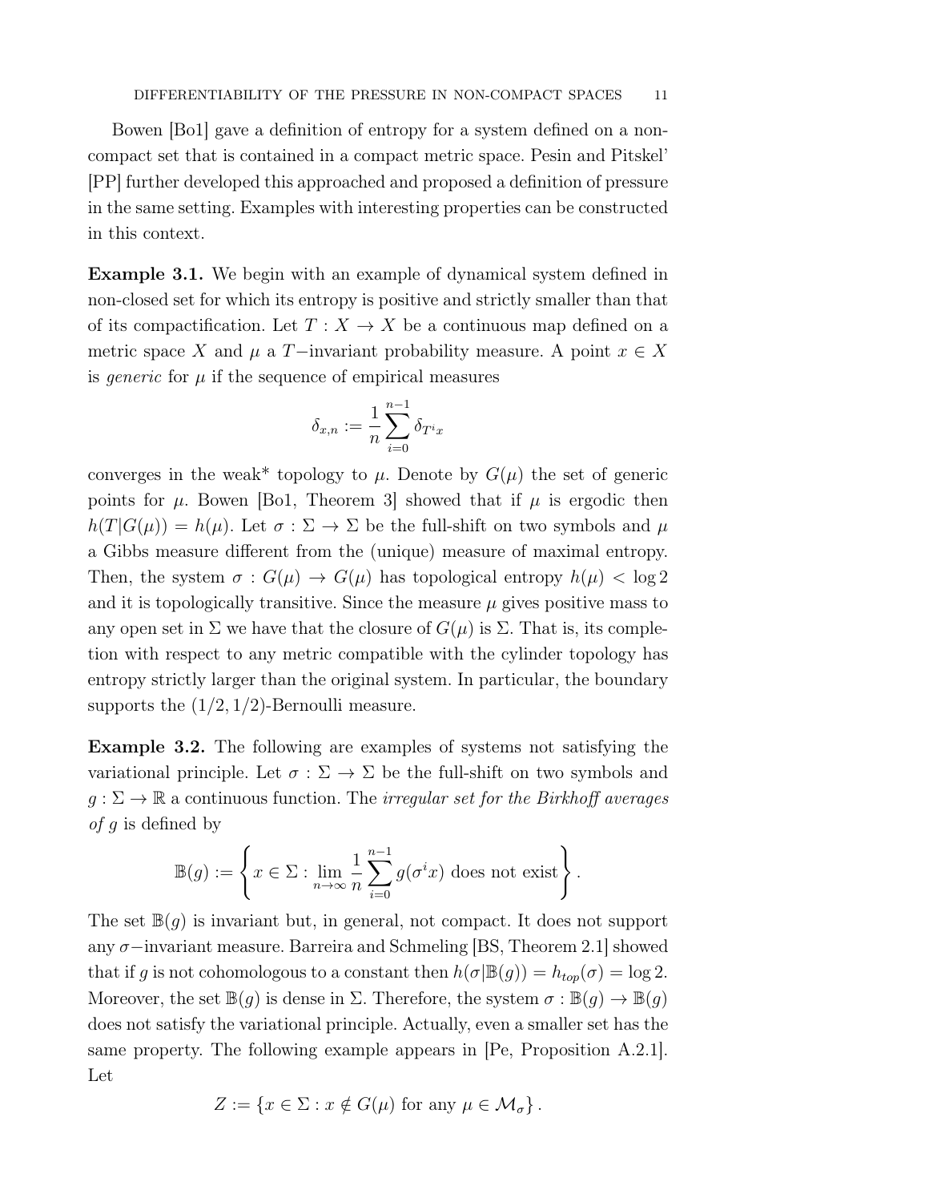Bowen [Bo1] gave a definition of entropy for a system defined on a non-compact set that is contained in a compact metric space. Pesin and Pitskel' [PP] further developed this approached and proposed a definition of pressure in the same setting. Examples with interesting properties can be constructed in this context.

**Example 3.1.** We begin with an example of dynamical system defined in non-closed set for which its entropy is positive and strictly smaller than that of its compactification. Let $T : X \to X$ be a continuous map defined on a metric space $X$ and $\mu$ a $T-$invariant probability measure. A point $x \in X$ is *generic* for $\mu$ if the sequence of empirical measures

$$\delta_{x,n} := \frac{1}{n} \sum_{i=0}^{n-1} \delta_{T^i x}$$

converges in the weak* topology to $\mu$. Denote by $G(\mu)$ the set of generic points for $\mu$. Bowen [Bo1, Theorem 3] showed that if $\mu$ is ergodic then $h(T|G(\mu)) = h(\mu)$. Let $\sigma : \Sigma \to \Sigma$ be the full-shift on two symbols and $\mu$ a Gibbs measure different from the (unique) measure of maximal entropy. Then, the system $\sigma : G(\mu) \to G(\mu)$ has topological entropy $h(\mu) < \log 2$ and it is topologically transitive. Since the measure $\mu$ gives positive mass to any open set in $\Sigma$ we have that the closure of $G(\mu)$ is $\Sigma$. That is, its completion with respect to any metric compatible with the cylinder topology has entropy strictly larger than the original system. In particular, the boundary supports the $(1/2, 1/2)$-Bernoulli measure.

**Example 3.2.** The following are examples of systems not satisfying the variational principle. Let $\sigma : \Sigma \to \Sigma$ be the full-shift on two symbols and $g : \Sigma \to \mathbb{R}$ a continuous function. The *irregular set for the Birkhoff averages of* $g$ is defined by

$$\mathbb{B}(g) := \left\{ x \in \Sigma : \lim_{n \to \infty} \frac{1}{n} \sum_{i=0}^{n-1} g(\sigma^i x) \text{ does not exist} \right\}.$$

The set $\mathbb{B}(g)$ is invariant but, in general, not compact. It does not support any $\sigma-$invariant measure. Barreira and Schmeling [BS, Theorem 2.1] showed that if $g$ is not cohomologous to a constant then $h(\sigma|\mathbb{B}(g)) = h_{top}(\sigma) = \log 2$. Moreover, the set $\mathbb{B}(g)$ is dense in $\Sigma$. Therefore, the system $\sigma : \mathbb{B}(g) \to \mathbb{B}(g)$ does not satisfy the variational principle. Actually, even a smaller set has the same property. The following example appears in [Pe, Proposition A.2.1]. Let

$$Z := \{x \in \Sigma : x \notin G(\mu) \text{ for any } \mu \in \mathcal{M}_\sigma\}.$$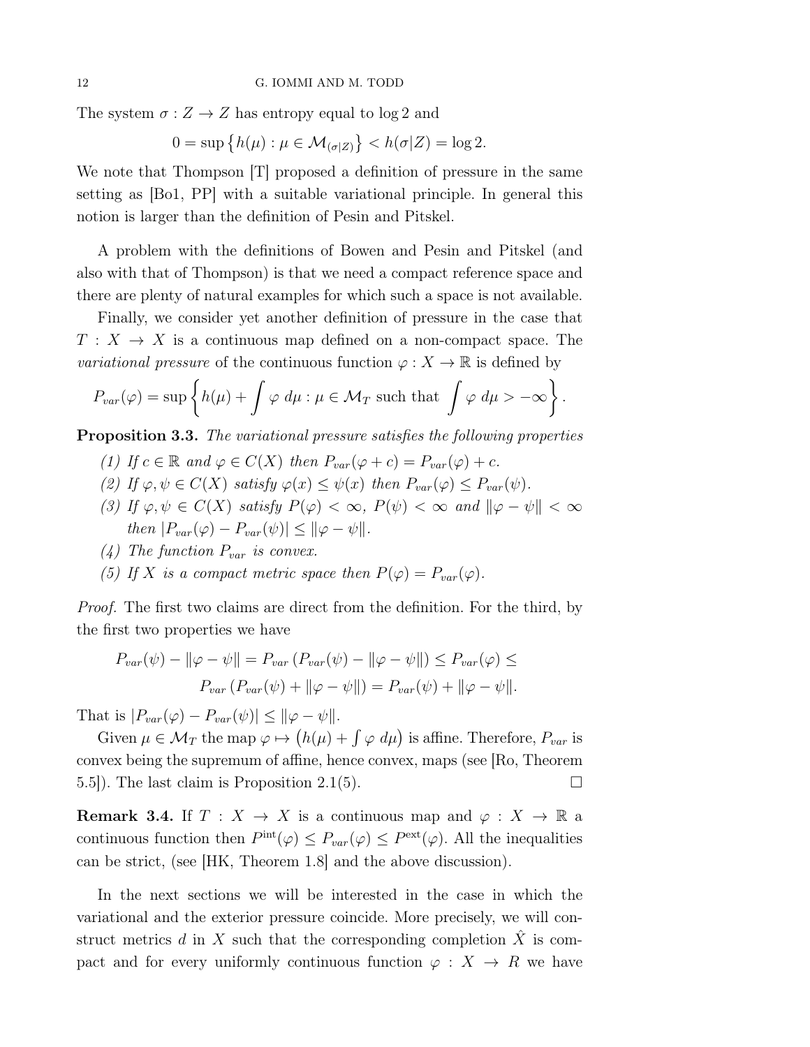The system $\sigma : Z \to Z$ has entropy equal to $\log 2$ and

$$0 = \sup \left\{ h(\mu) : \mu \in \mathcal{M}_{(\sigma|Z)} \right\} < h(\sigma|Z) = \log 2.$$

We note that Thompson [T] proposed a definition of pressure in the same setting as [Bo1, PP] with a suitable variational principle. In general this notion is larger than the definition of Pesin and Pitskel.

A problem with the definitions of Bowen and Pesin and Pitskel (and also with that of Thompson) is that we need a compact reference space and there are plenty of natural examples for which such a space is not available.

Finally, we consider yet another definition of pressure in the case that $T : X \to X$ is a continuous map defined on a non-compact space. The *variational pressure* of the continuous function $\varphi : X \to \mathbb{R}$ is defined by

$$P_{var}(\varphi) = \sup \left\{ h(\mu) + \int \varphi \, d\mu : \mu \in \mathcal{M}_T \text{ such that } \int \varphi \, d\mu > -\infty \right\}.$$

**Proposition 3.3.** *The variational pressure satisfies the following properties*

*(1) If $c \in \mathbb{R}$ and $\varphi \in C(X)$ then $P_{var}(\varphi + c) = P_{var}(\varphi) + c$.*

*(2) If $\varphi, \psi \in C(X)$ satisfy $\varphi(x) \leq \psi(x)$ then $P_{var}(\varphi) \leq P_{var}(\psi)$.*

*(3) If $\varphi, \psi \in C(X)$ satisfy $P(\varphi) < \infty$, $P(\psi) < \infty$ and $\|\varphi - \psi\| < \infty$ then $|P_{var}(\varphi) - P_{var}(\psi)| \leq \|\varphi - \psi\|$.*

*(4) The function $P_{var}$ is convex.*

*(5) If $X$ is a compact metric space then $P(\varphi) = P_{var}(\varphi)$.*

*Proof.* The first two claims are direct from the definition. For the third, by the first two properties we have

$$P_{var}(\psi) - \|\varphi - \psi\| = P_{var}\left(P_{var}(\psi) - \|\varphi - \psi\|\right) \leq P_{var}(\varphi) \leq$$
$$P_{var}\left(P_{var}(\psi) + \|\varphi - \psi\|\right) = P_{var}(\psi) + \|\varphi - \psi\|.$$

That is $|P_{var}(\varphi) - P_{var}(\psi)| \leq \|\varphi - \psi\|$.

Given $\mu \in \mathcal{M}_T$ the map $\varphi \mapsto \left(h(\mu) + \int \varphi \, d\mu\right)$ is affine. Therefore, $P_{var}$ is convex being the supremum of affine, hence convex, maps (see [Ro, Theorem 5.5]). The last claim is Proposition 2.1(5). $\square$

**Remark 3.4.** If $T : X \to X$ is a continuous map and $\varphi : X \to \mathbb{R}$ a continuous function then $P^{\text{int}}(\varphi) \leq P_{var}(\varphi) \leq P^{\text{ext}}(\varphi)$. All the inequalities can be strict, (see [HK, Theorem 1.8] and the above discussion).

In the next sections we will be interested in the case in which the variational and the exterior pressure coincide. More precisely, we will construct metrics $d$ in $X$ such that the corresponding completion $\hat{X}$ is compact and for every uniformly continuous function $\varphi : X \to R$ we have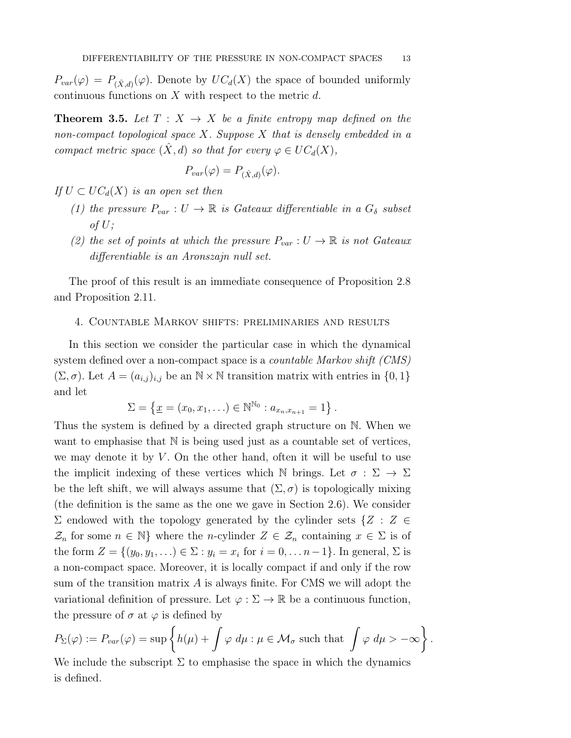$P_{var}(\varphi) = P_{(\hat{X},d)}(\varphi)$. Denote by $UC_d(X)$ the space of bounded uniformly continuous functions on $X$ with respect to the metric $d$.

**Theorem 3.5.** *Let $T : X \to X$ be a finite entropy map defined on the non-compact topological space $X$. Suppose $X$ that is densely embedded in a compact metric space $(\hat{X}, d)$ so that for every $\varphi \in UC_d(X)$,*

$$P_{var}(\varphi) = P_{(\hat{X},d)}(\varphi).$$

*If $U \subset UC_d(X)$ is an open set then*

1. *the pressure $P_{var} : U \to \mathbb{R}$ is Gateaux differentiable in a $G_\delta$ subset of $U$;*
2. *the set of points at which the pressure $P_{var} : U \to \mathbb{R}$ is not Gateaux differentiable is an Aronszajn null set.*

The proof of this result is an immediate consequence of Proposition 2.8 and Proposition 2.11.

## 4. Countable Markov shifts: preliminaries and results

In this section we consider the particular case in which the dynamical system defined over a non-compact space is a *countable Markov shift (CMS)* $(\Sigma, \sigma)$. Let $A = (a_{i,j})_{i,j}$ be an $\mathbb{N} \times \mathbb{N}$ transition matrix with entries in $\{0, 1\}$ and let

$$\Sigma = \left\{ \underline{x} = (x_0, x_1, \dots) \in \mathbb{N}^{\mathbb{N}_0} : a_{x_n, x_{n+1}} = 1 \right\}.$$

Thus the system is defined by a directed graph structure on $\mathbb{N}$. When we want to emphasise that $\mathbb{N}$ is being used just as a countable set of vertices, we may denote it by $V$. On the other hand, often it will be useful to use the implicit indexing of these vertices which $\mathbb{N}$ brings. Let $\sigma : \Sigma \to \Sigma$ be the left shift, we will always assume that $(\Sigma, \sigma)$ is topologically mixing (the definition is the same as the one we gave in Section 2.6). We consider $\Sigma$ endowed with the topology generated by the cylinder sets $\{Z : Z \in \mathcal{Z}_n \text{ for some } n \in \mathbb{N}\}$ where the $n$-cylinder $Z \in \mathcal{Z}_n$ containing $x \in \Sigma$ is of the form $Z = \{(y_0, y_1, \dots) \in \Sigma : y_i = x_i \text{ for } i = 0, \dots n-1\}$. In general, $\Sigma$ is a non-compact space. Moreover, it is locally compact if and only if the row sum of the transition matrix $A$ is always finite. For CMS we will adopt the variational definition of pressure. Let $\varphi : \Sigma \to \mathbb{R}$ be a continuous function, the pressure of $\sigma$ at $\varphi$ is defined by

$$P_\Sigma(\varphi) := P_{var}(\varphi) = \sup\left\{ h(\mu) + \int \varphi \, d\mu : \mu \in \mathcal{M}_\sigma \text{ such that } \int \varphi \, d\mu > -\infty \right\}.$$

We include the subscript $\Sigma$ to emphasise the space in which the dynamics is defined.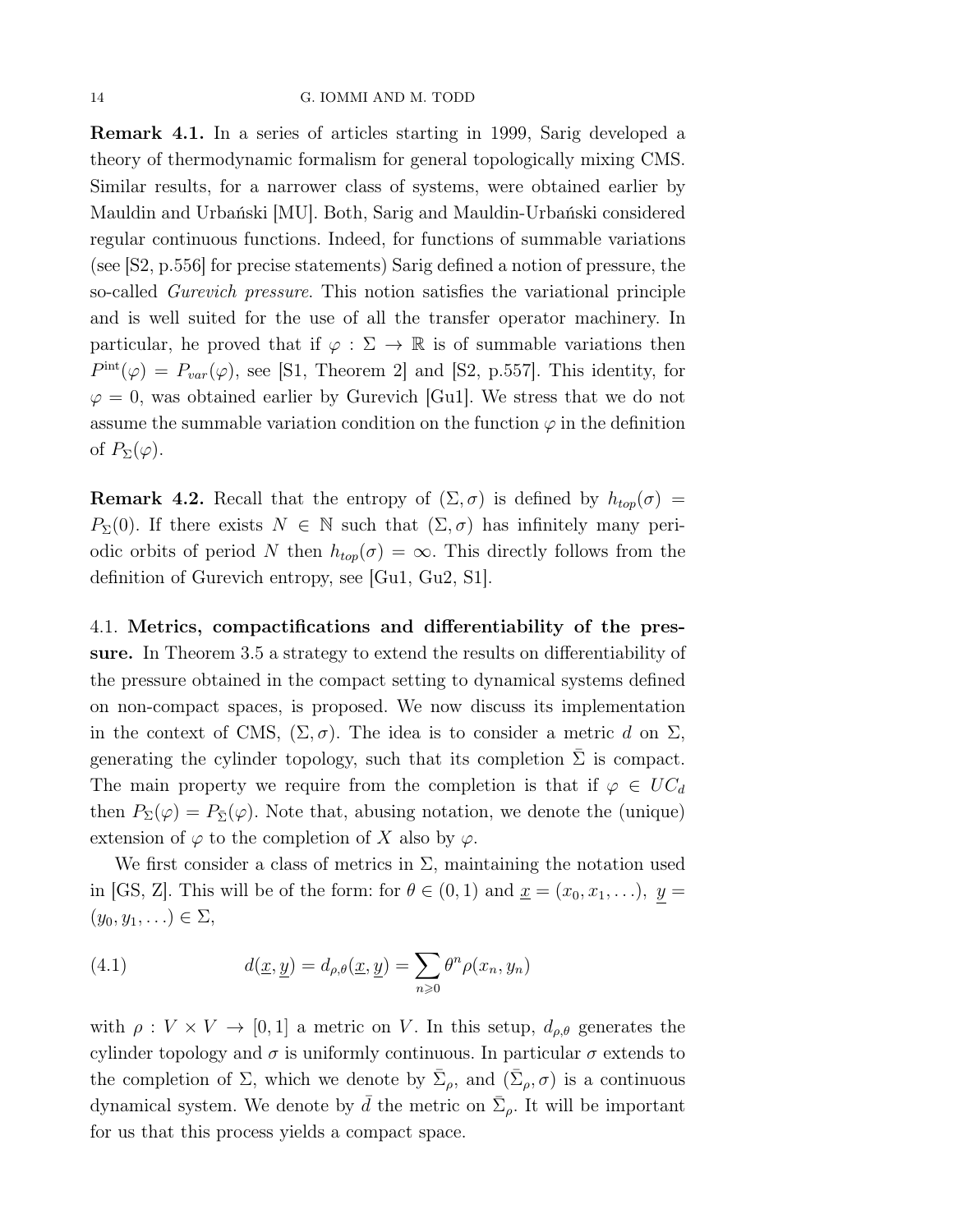**Remark 4.1.** In a series of articles starting in 1999, Sarig developed a theory of thermodynamic formalism for general topologically mixing CMS. Similar results, for a narrower class of systems, were obtained earlier by Mauldin and Urbański [MU]. Both, Sarig and Mauldin-Urbański considered regular continuous functions. Indeed, for functions of summable variations (see [S2, p.556] for precise statements) Sarig defined a notion of pressure, the so-called *Gurevich pressure*. This notion satisfies the variational principle and is well suited for the use of all the transfer operator machinery. In particular, he proved that if $\varphi : \Sigma \to \mathbb{R}$ is of summable variations then $P^{\rm int}(\varphi) = P_{var}(\varphi)$, see [S1, Theorem 2] and [S2, p.557]. This identity, for $\varphi = 0$, was obtained earlier by Gurevich [Gu1]. We stress that we do not assume the summable variation condition on the function $\varphi$ in the definition of $P_\Sigma(\varphi)$.

**Remark 4.2.** Recall that the entropy of $(\Sigma, \sigma)$ is defined by $h_{top}(\sigma) = P_\Sigma(0)$. If there exists $N \in \mathbb{N}$ such that $(\Sigma, \sigma)$ has infinitely many periodic orbits of period $N$ then $h_{top}(\sigma) = \infty$. This directly follows from the definition of Gurevich entropy, see [Gu1, Gu2, S1].

4.1. **Metrics, compactifications and differentiability of the pressure.** In Theorem 3.5 a strategy to extend the results on differentiability of the pressure obtained in the compact setting to dynamical systems defined on non-compact spaces, is proposed. We now discuss its implementation in the context of CMS, $(\Sigma, \sigma)$. The idea is to consider a metric $d$ on $\Sigma$, generating the cylinder topology, such that its completion $\bar{\Sigma}$ is compact. The main property we require from the completion is that if $\varphi \in UC_d$ then $P_\Sigma(\varphi) = P_{\bar{\Sigma}}(\varphi)$. Note that, abusing notation, we denote the (unique) extension of $\varphi$ to the completion of $X$ also by $\varphi$.

We first consider a class of metrics in $\Sigma$, maintaining the notation used in [GS, Z]. This will be of the form: for $\theta \in (0, 1)$ and $\underline{x} = (x_0, x_1, \ldots)$, $\underline{y} = (y_0, y_1, \ldots) \in \Sigma$,

$$d(\underline{x}, \underline{y}) = d_{\rho,\theta}(\underline{x}, \underline{y}) = \sum_{n \geqslant 0} \theta^n \rho(x_n, y_n) \tag{4.1}$$

with $\rho : V \times V \to [0, 1]$ a metric on $V$. In this setup, $d_{\rho,\theta}$ generates the cylinder topology and $\sigma$ is uniformly continuous. In particular $\sigma$ extends to the completion of $\Sigma$, which we denote by $\bar{\Sigma}_\rho$, and $(\bar{\Sigma}_\rho, \sigma)$ is a continuous dynamical system. We denote by $\bar{d}$ the metric on $\bar{\Sigma}_\rho$. It will be important for us that this process yields a compact space.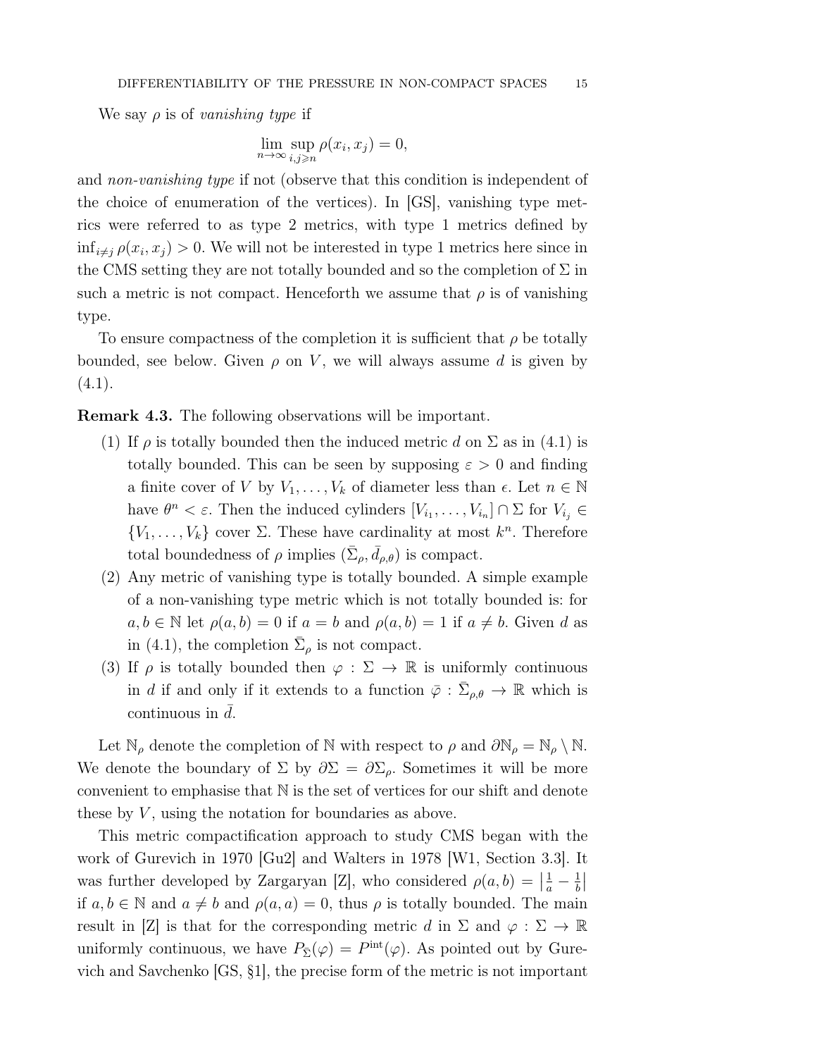We say $\rho$ is of *vanishing type* if

$$\lim_{n\to\infty} \sup_{i,j\geqslant n} \rho(x_i, x_j) = 0,$$

and *non-vanishing type* if not (observe that this condition is independent of the choice of enumeration of the vertices). In [GS], vanishing type metrics were referred to as type 2 metrics, with type 1 metrics defined by $\inf_{i\neq j} \rho(x_i, x_j) > 0$. We will not be interested in type 1 metrics here since in the CMS setting they are not totally bounded and so the completion of $\Sigma$ in such a metric is not compact. Henceforth we assume that $\rho$ is of vanishing type.

To ensure compactness of the completion it is sufficient that $\rho$ be totally bounded, see below. Given $\rho$ on $V$, we will always assume $d$ is given by (4.1).

**Remark 4.3.** The following observations will be important.

1. If $\rho$ is totally bounded then the induced metric $d$ on $\Sigma$ as in (4.1) is totally bounded. This can be seen by supposing $\varepsilon > 0$ and finding a finite cover of $V$ by $V_1, \ldots, V_k$ of diameter less than $\epsilon$. Let $n \in \mathbb{N}$ have $\theta^n < \varepsilon$. Then the induced cylinders $[V_{i_1}, \ldots, V_{i_n}] \cap \Sigma$ for $V_{i_j} \in \{V_1, \ldots, V_k\}$ cover $\Sigma$. These have cardinality at most $k^n$. Therefore total boundedness of $\rho$ implies $(\bar{\Sigma}_\rho, \bar{d}_{\rho,\theta})$ is compact.
2. Any metric of vanishing type is totally bounded. A simple example of a non-vanishing type metric which is not totally bounded is: for $a, b \in \mathbb{N}$ let $\rho(a, b) = 0$ if $a = b$ and $\rho(a, b) = 1$ if $a \neq b$. Given $d$ as in (4.1), the completion $\bar{\Sigma}_\rho$ is not compact.
3. If $\rho$ is totally bounded then $\varphi : \Sigma \to \mathbb{R}$ is uniformly continuous in $d$ if and only if it extends to a function $\bar{\varphi} : \bar{\Sigma}_{\rho,\theta} \to \mathbb{R}$ which is continuous in $\bar{d}$.

Let $\mathbb{N}_\rho$ denote the completion of $\mathbb{N}$ with respect to $\rho$ and $\partial\mathbb{N}_\rho = \mathbb{N}_\rho \setminus \mathbb{N}$. We denote the boundary of $\Sigma$ by $\partial\Sigma = \partial\Sigma_\rho$. Sometimes it will be more convenient to emphasise that $\mathbb{N}$ is the set of vertices for our shift and denote these by $V$, using the notation for boundaries as above.

This metric compactification approach to study CMS began with the work of Gurevich in 1970 [Gu2] and Walters in 1978 [W1, Section 3.3]. It was further developed by Zargaryan [Z], who considered $\rho(a, b) = \left|\frac{1}{a} - \frac{1}{b}\right|$ if $a, b \in \mathbb{N}$ and $a \neq b$ and $\rho(a, a) = 0$, thus $\rho$ is totally bounded. The main result in [Z] is that for the corresponding metric $d$ in $\Sigma$ and $\varphi : \Sigma \to \mathbb{R}$ uniformly continuous, we have $P_{\bar{\Sigma}}(\varphi) = P^{\text{int}}(\varphi)$. As pointed out by Gurevich and Savchenko [GS, §1], the precise form of the metric is not important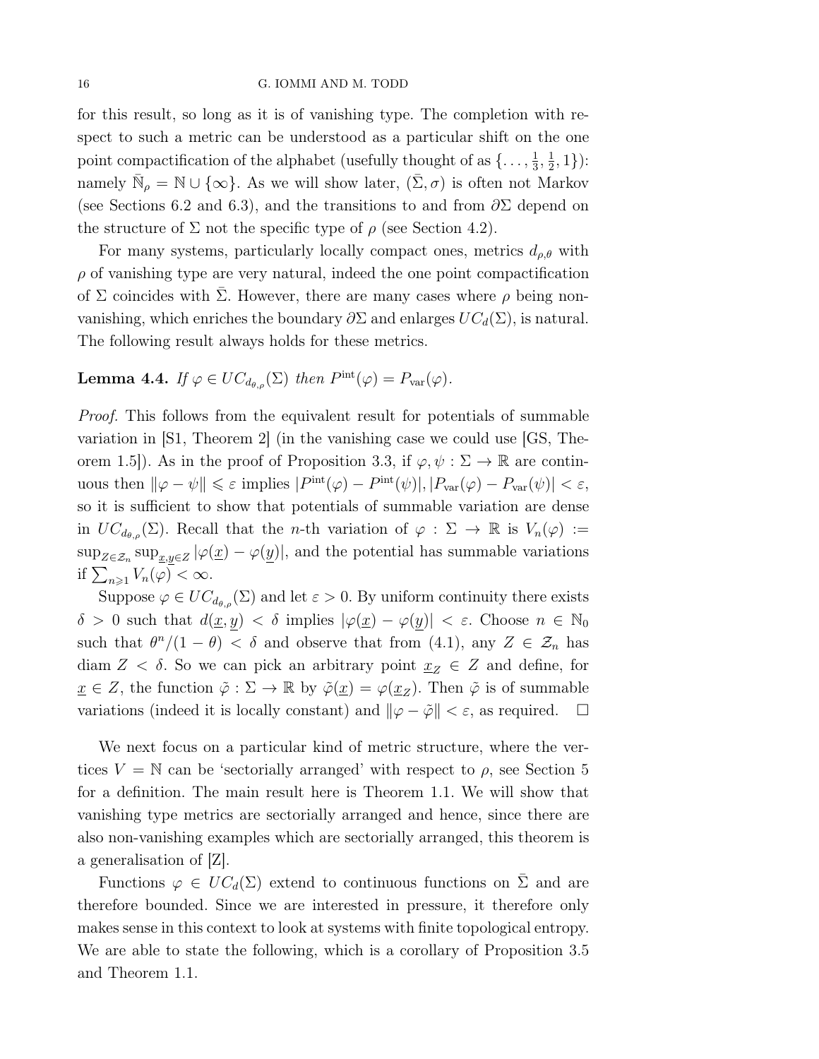for this result, so long as it is of vanishing type. The completion with respect to such a metric can be understood as a particular shift on the one point compactification of the alphabet (usefully thought of as $\{\ldots, \frac{1}{3}, \frac{1}{2}, 1\}$): namely $\bar{\mathbb{N}}_\rho = \mathbb{N} \cup \{\infty\}$. As we will show later, $(\bar{\Sigma}, \sigma)$ is often not Markov (see Sections 6.2 and 6.3), and the transitions to and from $\partial\Sigma$ depend on the structure of $\Sigma$ not the specific type of $\rho$ (see Section 4.2).

For many systems, particularly locally compact ones, metrics $d_{\rho,\theta}$ with $\rho$ of vanishing type are very natural, indeed the one point compactification of $\Sigma$ coincides with $\bar{\Sigma}$. However, there are many cases where $\rho$ being non-vanishing, which enriches the boundary $\partial\Sigma$ and enlarges $UC_d(\Sigma)$, is natural. The following result always holds for these metrics.

**Lemma 4.4.** *If $\varphi \in UC_{d_{\theta,\rho}}(\Sigma)$ then $P^{\text{int}}(\varphi) = P_{\text{var}}(\varphi)$.*

*Proof.* This follows from the equivalent result for potentials of summable variation in [S1, Theorem 2] (in the vanishing case we could use [GS, Theorem 1.5]). As in the proof of Proposition 3.3, if $\varphi, \psi : \Sigma \to \mathbb{R}$ are continuous then $\|\varphi - \psi\| \leqslant \varepsilon$ implies $|P^{\text{int}}(\varphi) - P^{\text{int}}(\psi)|, |P_{\text{var}}(\varphi) - P_{\text{var}}(\psi)| < \varepsilon$, so it is sufficient to show that potentials of summable variation are dense in $UC_{d_{\theta,\rho}}(\Sigma)$. Recall that the $n$-th variation of $\varphi : \Sigma \to \mathbb{R}$ is $V_n(\varphi) := \sup_{Z \in \mathcal{Z}_n} \sup_{\underline{x},\underline{y} \in Z} |\varphi(\underline{x}) - \varphi(\underline{y})|$, and the potential has summable variations if $\sum_{n \geqslant 1} V_n(\varphi) < \infty$.

Suppose $\varphi \in UC_{d_{\theta,\rho}}(\Sigma)$ and let $\varepsilon > 0$. By uniform continuity there exists $\delta > 0$ such that $d(\underline{x}, \underline{y}) < \delta$ implies $|\varphi(\underline{x}) - \varphi(\underline{y})| < \varepsilon$. Choose $n \in \mathbb{N}_0$ such that $\theta^n/(1-\theta) < \delta$ and observe that from (4.1), any $Z \in \mathcal{Z}_n$ has diam $Z < \delta$. So we can pick an arbitrary point $\underline{x}_Z \in Z$ and define, for $\underline{x} \in Z$, the function $\tilde{\varphi} : \Sigma \to \mathbb{R}$ by $\tilde{\varphi}(\underline{x}) = \varphi(\underline{x}_Z)$. Then $\tilde{\varphi}$ is of summable variations (indeed it is locally constant) and $\|\varphi - \tilde{\varphi}\| < \varepsilon$, as required. $\square$

We next focus on a particular kind of metric structure, where the vertices $V = \mathbb{N}$ can be 'sectorially arranged' with respect to $\rho$, see Section 5 for a definition. The main result here is Theorem 1.1. We will show that vanishing type metrics are sectorially arranged and hence, since there are also non-vanishing examples which are sectorially arranged, this theorem is a generalisation of [Z].

Functions $\varphi \in UC_d(\Sigma)$ extend to continuous functions on $\bar{\Sigma}$ and are therefore bounded. Since we are interested in pressure, it therefore only makes sense in this context to look at systems with finite topological entropy. We are able to state the following, which is a corollary of Proposition 3.5 and Theorem 1.1.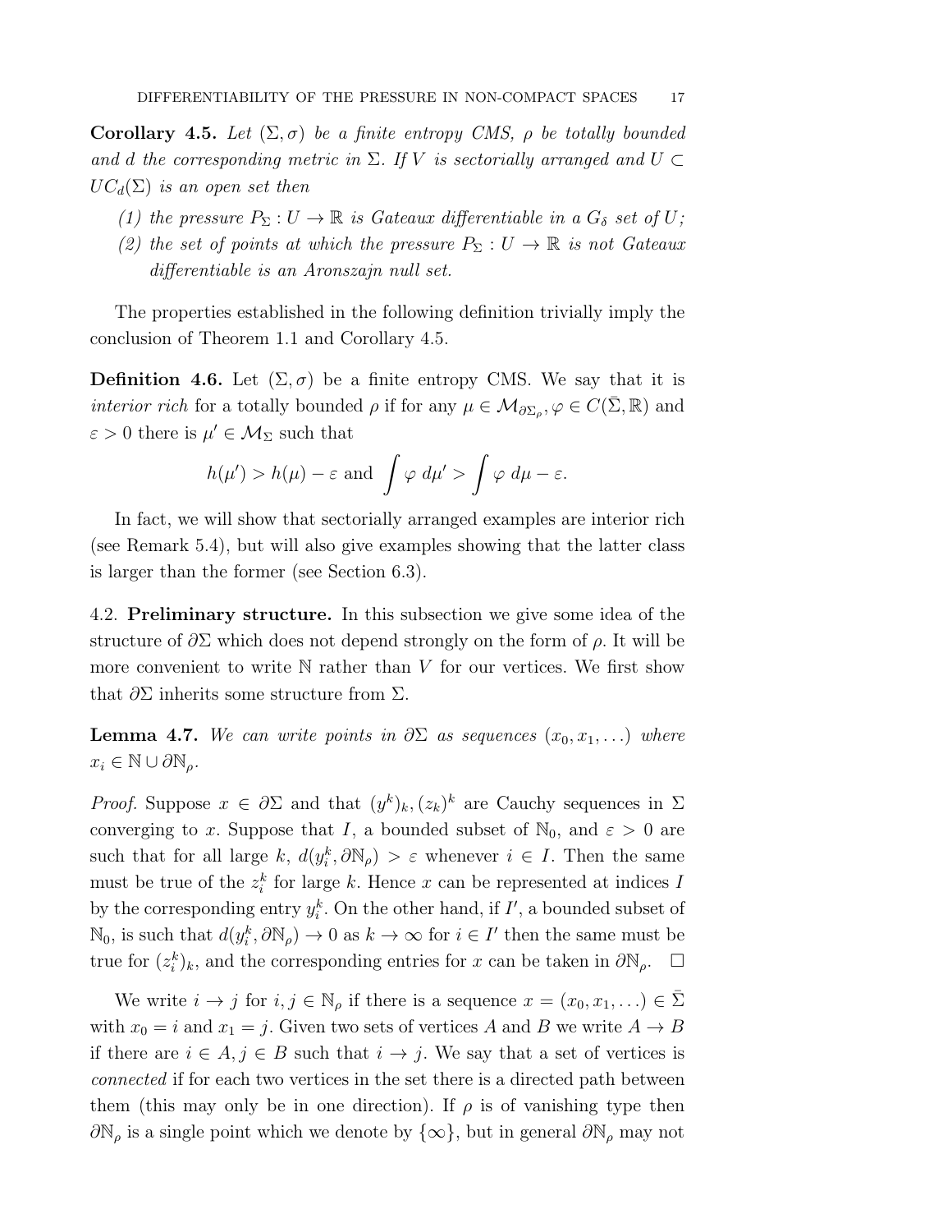**Corollary 4.5.** *Let $(\Sigma, \sigma)$ be a finite entropy CMS, $\rho$ be totally bounded and $d$ the corresponding metric in $\Sigma$. If $V$ is sectorially arranged and $U \subset UC_d(\Sigma)$ is an open set then*

1. *the pressure $P_\Sigma : U \to \mathbb{R}$ is Gateaux differentiable in a $G_\delta$ set of $U$;*
2. *the set of points at which the pressure $P_\Sigma : U \to \mathbb{R}$ is not Gateaux differentiable is an Aronszajn null set.*

The properties established in the following definition trivially imply the conclusion of Theorem 1.1 and Corollary 4.5.

**Definition 4.6.** Let $(\Sigma, \sigma)$ be a finite entropy CMS. We say that it is *interior rich* for a totally bounded $\rho$ if for any $\mu \in \mathcal{M}_{\partial \Sigma_\rho}, \varphi \in C(\bar{\Sigma}, \mathbb{R})$ and $\varepsilon > 0$ there is $\mu' \in \mathcal{M}_\Sigma$ such that

$$h(\mu') > h(\mu) - \varepsilon \text{ and } \int \varphi \, d\mu' > \int \varphi \, d\mu - \varepsilon.$$

In fact, we will show that sectorially arranged examples are interior rich (see Remark 5.4), but will also give examples showing that the latter class is larger than the former (see Section 6.3).

## 4.2. Preliminary structure.

In this subsection we give some idea of the structure of $\partial \Sigma$ which does not depend strongly on the form of $\rho$. It will be more convenient to write $\mathbb{N}$ rather than $V$ for our vertices. We first show that $\partial \Sigma$ inherits some structure from $\Sigma$.

**Lemma 4.7.** *We can write points in $\partial \Sigma$ as sequences $(x_0, x_1, \ldots)$ where $x_i \in \mathbb{N} \cup \partial \mathbb{N}_\rho$.*

*Proof.* Suppose $x \in \partial \Sigma$ and that $(y^k)_k, (z_k)^k$ are Cauchy sequences in $\Sigma$ converging to $x$. Suppose that $I$, a bounded subset of $\mathbb{N}_0$, and $\varepsilon > 0$ are such that for all large $k$, $d(y_i^k, \partial \mathbb{N}_\rho) > \varepsilon$ whenever $i \in I$. Then the same must be true of the $z_i^k$ for large $k$. Hence $x$ can be represented at indices $I$ by the corresponding entry $y_i^k$. On the other hand, if $I'$, a bounded subset of $\mathbb{N}_0$, is such that $d(y_i^k, \partial \mathbb{N}_\rho) \to 0$ as $k \to \infty$ for $i \in I'$ then the same must be true for $(z_i^k)_k$, and the corresponding entries for $x$ can be taken in $\partial \mathbb{N}_\rho$. $\square$

We write $i \to j$ for $i, j \in \mathbb{N}_\rho$ if there is a sequence $x = (x_0, x_1, \ldots) \in \bar{\Sigma}$ with $x_0 = i$ and $x_1 = j$. Given two sets of vertices $A$ and $B$ we write $A \to B$ if there are $i \in A, j \in B$ such that $i \to j$. We say that a set of vertices is *connected* if for each two vertices in the set there is a directed path between them (this may only be in one direction). If $\rho$ is of vanishing type then $\partial \mathbb{N}_\rho$ is a single point which we denote by $\{\infty\}$, but in general $\partial \mathbb{N}_\rho$ may not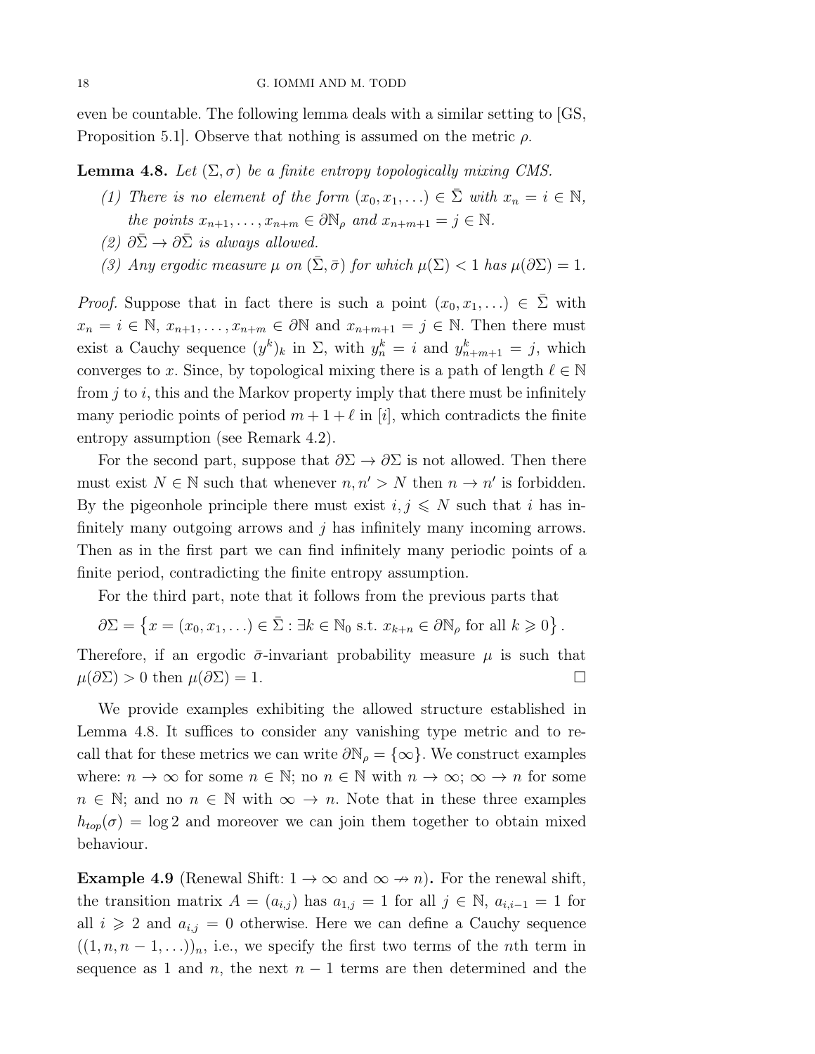even be countable. The following lemma deals with a similar setting to [GS, Proposition 5.1]. Observe that nothing is assumed on the metric $\rho$.

**Lemma 4.8.** *Let $(\Sigma, \sigma)$ be a finite entropy topologically mixing CMS.*

1. *There is no element of the form $(x_0, x_1, \ldots) \in \bar{\Sigma}$ with $x_n = i \in \mathbb{N}$, the points $x_{n+1}, \ldots, x_{n+m} \in \partial\mathbb{N}_\rho$ and $x_{n+m+1} = j \in \mathbb{N}$.*
2. *$\partial\bar{\Sigma} \to \partial\bar{\Sigma}$ is always allowed.*
3. *Any ergodic measure $\mu$ on $(\bar{\Sigma}, \bar{\sigma})$ for which $\mu(\Sigma) < 1$ has $\mu(\partial\Sigma) = 1$.*

*Proof.* Suppose that in fact there is such a point $(x_0, x_1, \ldots) \in \bar{\Sigma}$ with $x_n = i \in \mathbb{N}$, $x_{n+1}, \ldots, x_{n+m} \in \partial\mathbb{N}$ and $x_{n+m+1} = j \in \mathbb{N}$. Then there must exist a Cauchy sequence $(y^k)_k$ in $\Sigma$, with $y^k_n = i$ and $y^k_{n+m+1} = j$, which converges to $x$. Since, by topological mixing there is a path of length $\ell \in \mathbb{N}$ from $j$ to $i$, this and the Markov property imply that there must be infinitely many periodic points of period $m + 1 + \ell$ in $[i]$, which contradicts the finite entropy assumption (see Remark 4.2).

For the second part, suppose that $\partial\Sigma \to \partial\Sigma$ is not allowed. Then there must exist $N \in \mathbb{N}$ such that whenever $n, n' > N$ then $n \to n'$ is forbidden. By the pigeonhole principle there must exist $i, j \leqslant N$ such that $i$ has infinitely many outgoing arrows and $j$ has infinitely many incoming arrows. Then as in the first part we can find infinitely many periodic points of a finite period, contradicting the finite entropy assumption.

For the third part, note that it follows from the previous parts that

$$\partial\Sigma = \left\{x = (x_0, x_1, \ldots) \in \bar{\Sigma} : \exists k \in \mathbb{N}_0 \text{ s.t. } x_{k+n} \in \partial\mathbb{N}_\rho \text{ for all } k \geqslant 0\right\}.$$

Therefore, if an ergodic $\bar{\sigma}$-invariant probability measure $\mu$ is such that $\mu(\partial\Sigma) > 0$ then $\mu(\partial\Sigma) = 1$. $\square$

We provide examples exhibiting the allowed structure established in Lemma 4.8. It suffices to consider any vanishing type metric and to recall that for these metrics we can write $\partial\mathbb{N}_\rho = \{\infty\}$. We construct examples where: $n \to \infty$ for some $n \in \mathbb{N}$; no $n \in \mathbb{N}$ with $n \to \infty$; $\infty \to n$ for some $n \in \mathbb{N}$; and no $n \in \mathbb{N}$ with $\infty \to n$. Note that in these three examples $h_{top}(\sigma) = \log 2$ and moreover we can join them together to obtain mixed behaviour.

**Example 4.9** (Renewal Shift: $1 \to \infty$ and $\infty \not\to n$)**.** For the renewal shift, the transition matrix $A = (a_{i,j})$ has $a_{1,j} = 1$ for all $j \in \mathbb{N}$, $a_{i,i-1} = 1$ for all $i \geqslant 2$ and $a_{i,j} = 0$ otherwise. Here we can define a Cauchy sequence $((1, n, n-1, \ldots))_n$, i.e., we specify the first two terms of the $n$th term in sequence as 1 and $n$, the next $n - 1$ terms are then determined and the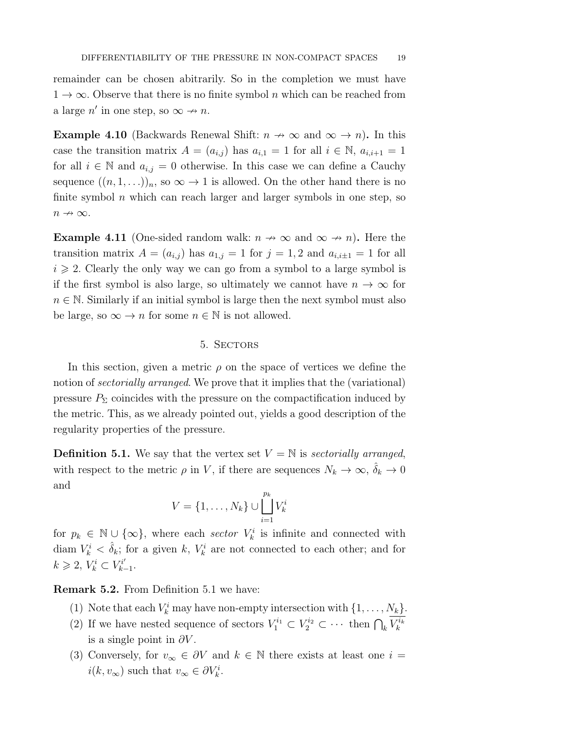remainder can be chosen abitrarily. So in the completion we must have $1 \to \infty$. Observe that there is no finite symbol $n$ which can be reached from a large $n'$ in one step, so $\infty \nrightarrow n$.

**Example 4.10** (Backwards Renewal Shift: $n \nrightarrow \infty$ and $\infty \to n$)**.** In this case the transition matrix $A = (a_{i,j})$ has $a_{i,1} = 1$ for all $i \in \mathbb{N}$, $a_{i,i+1} = 1$ for all $i \in \mathbb{N}$ and $a_{i,j} = 0$ otherwise. In this case we can define a Cauchy sequence $((n, 1, \ldots))_n$, so $\infty \to 1$ is allowed. On the other hand there is no finite symbol $n$ which can reach larger and larger symbols in one step, so $n \nrightarrow \infty$.

**Example 4.11** (One-sided random walk: $n \nrightarrow \infty$ and $\infty \nrightarrow n$)**.** Here the transition matrix $A = (a_{i,j})$ has $a_{1,j} = 1$ for $j = 1, 2$ and $a_{i,i\pm1} = 1$ for all $i \geqslant 2$. Clearly the only way we can go from a symbol to a large symbol is if the first symbol is also large, so ultimately we cannot have $n \to \infty$ for $n \in \mathbb{N}$. Similarly if an initial symbol is large then the next symbol must also be large, so $\infty \to n$ for some $n \in \mathbb{N}$ is not allowed.

## 5. Sectors

In this section, given a metric $\rho$ on the space of vertices we define the notion of *sectorially arranged*. We prove that it implies that the (variational) pressure $P_\Sigma$ coincides with the pressure on the compactification induced by the metric. This, as we already pointed out, yields a good description of the regularity properties of the pressure.

**Definition 5.1.** We say that the vertex set $V = \mathbb{N}$ is *sectorially arranged*, with respect to the metric $\rho$ in $V$, if there are sequences $N_k \to \infty$, $\hat{\delta}_k \to 0$ and

$$V = \{1, \ldots, N_k\} \cup \bigsqcup_{i=1}^{p_k} V_k^i$$

for $p_k \in \mathbb{N} \cup \{\infty\}$, where each *sector* $V_k^i$ is infinite and connected with $\operatorname{diam} V_k^i < \hat{\delta}_k$; for a given $k$, $V_k^i$ are not connected to each other; and for $k \geqslant 2$, $V_k^i \subset V_{k-1}^{i'}$.

**Remark 5.2.** From Definition 5.1 we have:

1. Note that each $V_k^i$ may have non-empty intersection with $\{1, \ldots, N_k\}$.
2. If we have nested sequence of sectors $V_1^{i_1} \subset V_2^{i_2} \subset \cdots$ then $\bigcap_k \overline{V_k^{i_k}}$ is a single point in $\partial V$.
3. Conversely, for $v_\infty \in \partial V$ and $k \in \mathbb{N}$ there exists at least one $i = i(k, v_\infty)$ such that $v_\infty \in \partial V_k^i$.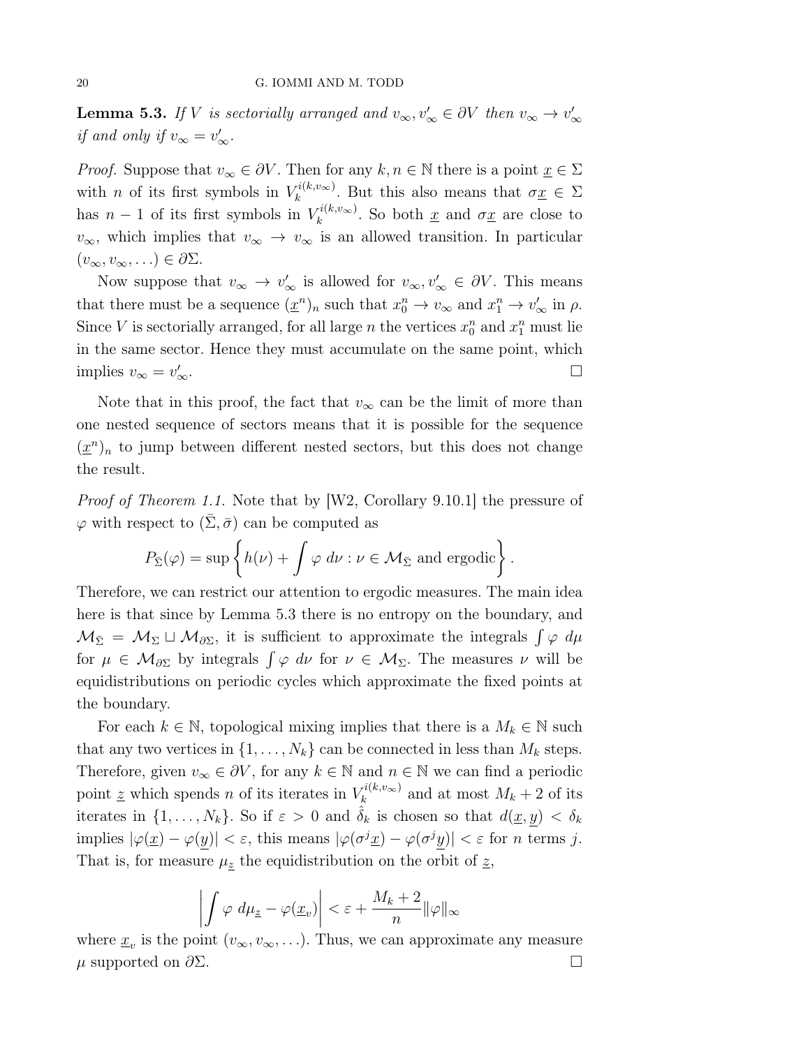**Lemma 5.3.** *If $V$ is sectorially arranged and $v_\infty, v'_\infty \in \partial V$ then $v_\infty \to v'_\infty$ if and only if $v_\infty = v'_\infty$.*

*Proof.* Suppose that $v_\infty \in \partial V$. Then for any $k, n \in \mathbb{N}$ there is a point $\underline{x} \in \Sigma$ with $n$ of its first symbols in $V_k^{i(k,v_\infty)}$. But this also means that $\sigma \underline{x} \in \Sigma$ has $n-1$ of its first symbols in $V_k^{i(k,v_\infty)}$. So both $\underline{x}$ and $\sigma \underline{x}$ are close to $v_\infty$, which implies that $v_\infty \to v_\infty$ is an allowed transition. In particular $(v_\infty, v_\infty, \ldots) \in \partial \Sigma$.

Now suppose that $v_\infty \to v'_\infty$ is allowed for $v_\infty, v'_\infty \in \partial V$. This means that there must be a sequence $(\underline{x}^n)_n$ such that $x_0^n \to v_\infty$ and $x_1^n \to v'_\infty$ in $\rho$. Since $V$ is sectorially arranged, for all large $n$ the vertices $x_0^n$ and $x_1^n$ must lie in the same sector. Hence they must accumulate on the same point, which implies $v_\infty = v'_\infty$. □

Note that in this proof, the fact that $v_\infty$ can be the limit of more than one nested sequence of sectors means that it is possible for the sequence $(\underline{x}^n)_n$ to jump between different nested sectors, but this does not change the result.

*Proof of Theorem 1.1.* Note that by [W2, Corollary 9.10.1] the pressure of $\varphi$ with respect to $(\bar{\Sigma}, \bar{\sigma})$ can be computed as

$$P_{\bar{\Sigma}}(\varphi) = \sup \left\{ h(\nu) + \int \varphi \, d\nu : \nu \in \mathcal{M}_{\bar{\Sigma}} \text{ and ergodic} \right\}.$$

Therefore, we can restrict our attention to ergodic measures. The main idea here is that since by Lemma 5.3 there is no entropy on the boundary, and $\mathcal{M}_{\bar{\Sigma}} = \mathcal{M}_\Sigma \sqcup \mathcal{M}_{\partial \Sigma}$, it is sufficient to approximate the integrals $\int \varphi \, d\mu$ for $\mu \in \mathcal{M}_{\partial \Sigma}$ by integrals $\int \varphi \, d\nu$ for $\nu \in \mathcal{M}_\Sigma$. The measures $\nu$ will be equidistributions on periodic cycles which approximate the fixed points at the boundary.

For each $k \in \mathbb{N}$, topological mixing implies that there is a $M_k \in \mathbb{N}$ such that any two vertices in $\{1, \ldots, N_k\}$ can be connected in less than $M_k$ steps. Therefore, given $v_\infty \in \partial V$, for any $k \in \mathbb{N}$ and $n \in \mathbb{N}$ we can find a periodic point $\underline{z}$ which spends $n$ of its iterates in $V_k^{i(k,v_\infty)}$ and at most $M_k + 2$ of its iterates in $\{1, \ldots, N_k\}$. So if $\varepsilon > 0$ and $\hat{\delta}_k$ is chosen so that $d(\underline{x}, \underline{y}) < \delta_k$ implies $|\varphi(\underline{x}) - \varphi(\underline{y})| < \varepsilon$, this means $|\varphi(\sigma^j \underline{x}) - \varphi(\sigma^j \underline{y})| < \varepsilon$ for $n$ terms $j$. That is, for measure $\mu_{\underline{z}}$ the equidistribution on the orbit of $\underline{z}$,

$$\left| \int \varphi \, d\mu_{\underline{z}} - \varphi(\underline{x}_v) \right| < \varepsilon + \frac{M_k + 2}{n} \|\varphi\|_\infty$$

where $\underline{x}_v$ is the point $(v_\infty, v_\infty, \ldots)$. Thus, we can approximate any measure $\mu$ supported on $\partial \Sigma$. □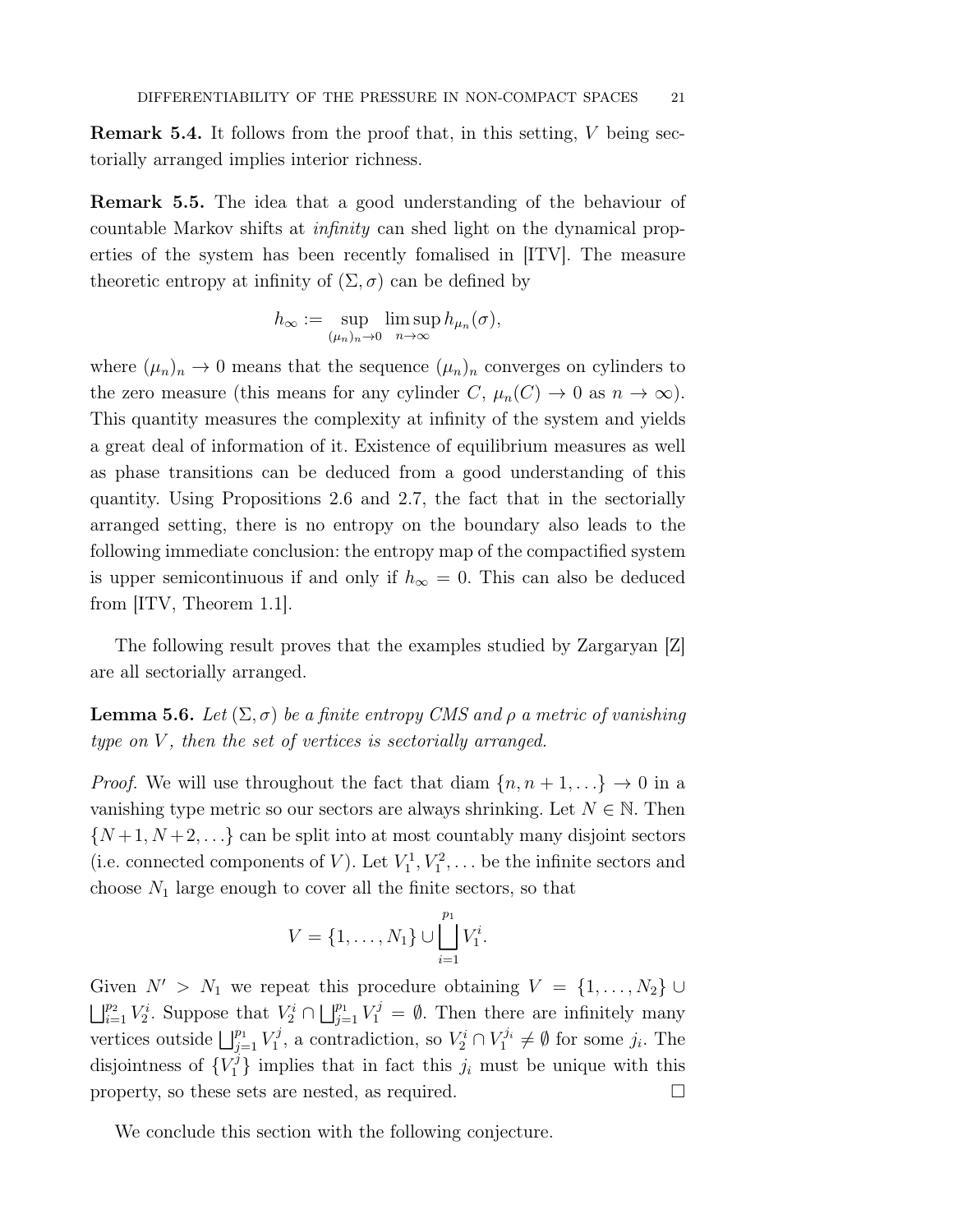**Remark 5.4.** It follows from the proof that, in this setting, $V$ being sectorially arranged implies interior richness.

**Remark 5.5.** The idea that a good understanding of the behaviour of countable Markov shifts at *infinity* can shed light on the dynamical properties of the system has been recently fomalised in [ITV]. The measure theoretic entropy at infinity of $(\Sigma, \sigma)$ can be defined by

$$h_\infty := \sup_{(\mu_n)_n \to 0} \limsup_{n \to \infty} h_{\mu_n}(\sigma),$$

where $(\mu_n)_n \to 0$ means that the sequence $(\mu_n)_n$ converges on cylinders to the zero measure (this means for any cylinder $C$, $\mu_n(C) \to 0$ as $n \to \infty$). This quantity measures the complexity at infinity of the system and yields a great deal of information of it. Existence of equilibrium measures as well as phase transitions can be deduced from a good understanding of this quantity. Using Propositions 2.6 and 2.7, the fact that in the sectorially arranged setting, there is no entropy on the boundary also leads to the following immediate conclusion: the entropy map of the compactified system is upper semicontinuous if and only if $h_\infty = 0$. This can also be deduced from [ITV, Theorem 1.1].

The following result proves that the examples studied by Zargaryan [Z] are all sectorially arranged.

**Lemma 5.6.** *Let $(\Sigma, \sigma)$ be a finite entropy CMS and $\rho$ a metric of vanishing type on $V$, then the set of vertices is sectorially arranged.*

*Proof.* We will use throughout the fact that diam $\{n, n+1, \ldots\} \to 0$ in a vanishing type metric so our sectors are always shrinking. Let $N \in \mathbb{N}$. Then $\{N+1, N+2, \ldots\}$ can be split into at most countably many disjoint sectors (i.e. connected components of $V$). Let $V_1^1, V_1^2, \ldots$ be the infinite sectors and choose $N_1$ large enough to cover all the finite sectors, so that

$$V = \{1, \ldots, N_1\} \cup \bigsqcup_{i=1}^{p_1} V_1^i.$$

Given $N' > N_1$ we repeat this procedure obtaining $V = \{1, \ldots, N_2\} \cup \bigsqcup_{i=1}^{p_2} V_2^i$. Suppose that $V_2^i \cap \bigsqcup_{j=1}^{p_1} V_1^j = \emptyset$. Then there are infinitely many vertices outside $\bigsqcup_{j=1}^{p_1} V_1^j$, a contradiction, so $V_2^i \cap V_1^{j_i} \neq \emptyset$ for some $j_i$. The disjointness of $\{V_1^j\}$ implies that in fact this $j_i$ must be unique with this property, so these sets are nested, as required. $\square$

We conclude this section with the following conjecture.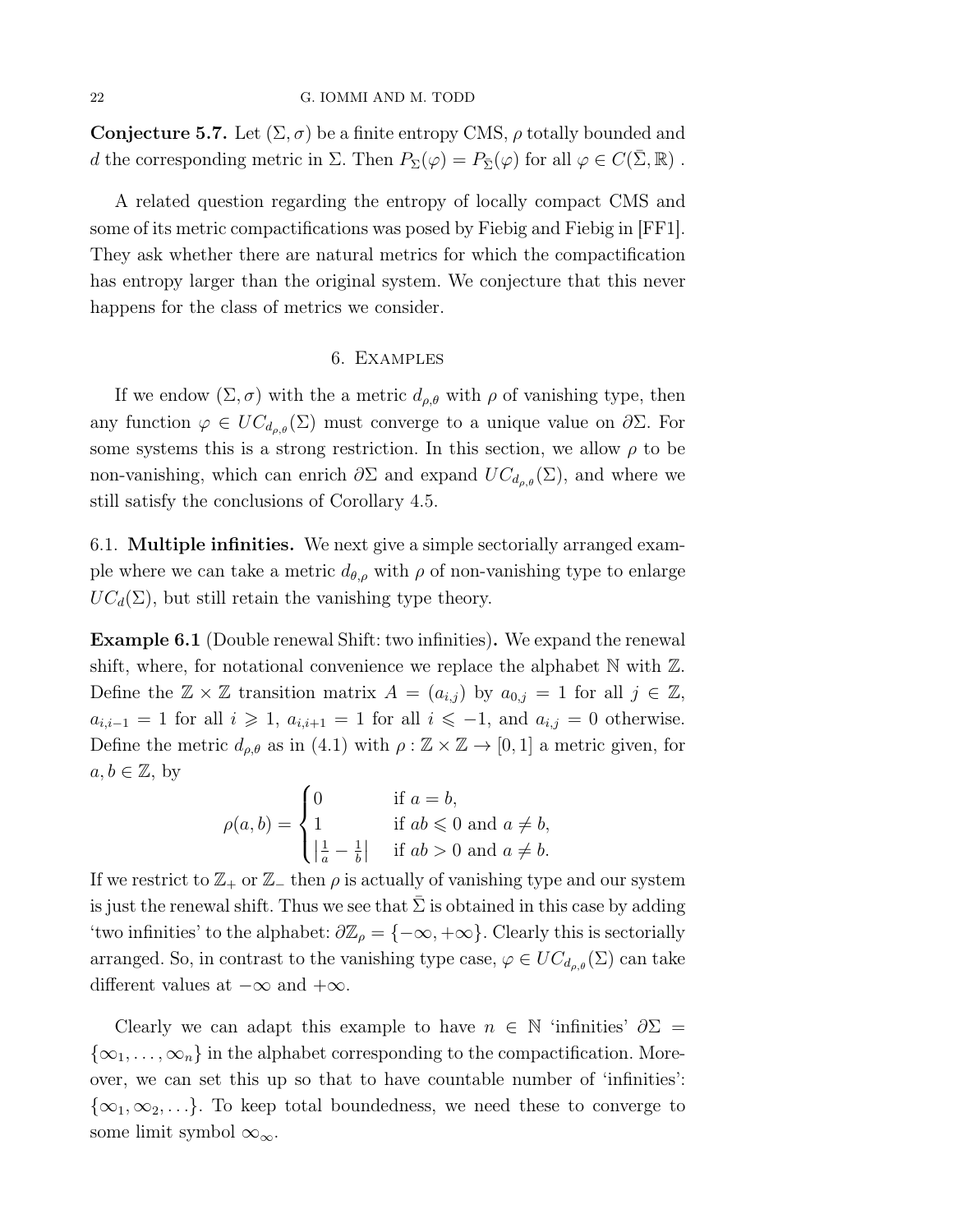**Conjecture 5.7.** Let $(\Sigma, \sigma)$ be a finite entropy CMS, $\rho$ totally bounded and $d$ the corresponding metric in $\Sigma$. Then $P_\Sigma(\varphi) = P_{\bar{\Sigma}}(\varphi)$ for all $\varphi \in C(\bar{\Sigma}, \mathbb{R})$ .

A related question regarding the entropy of locally compact CMS and some of its metric compactifications was posed by Fiebig and Fiebig in [FF1]. They ask whether there are natural metrics for which the compactification has entropy larger than the original system. We conjecture that this never happens for the class of metrics we consider.

## 6. Examples

If we endow $(\Sigma, \sigma)$ with the a metric $d_{\rho,\theta}$ with $\rho$ of vanishing type, then any function $\varphi \in UC_{d_{\rho,\theta}}(\Sigma)$ must converge to a unique value on $\partial\Sigma$. For some systems this is a strong restriction. In this section, we allow $\rho$ to be non-vanishing, which can enrich $\partial\Sigma$ and expand $UC_{d_{\rho,\theta}}(\Sigma)$, and where we still satisfy the conclusions of Corollary 4.5.

### 6.1. Multiple infinities.

We next give a simple sectorially arranged example where we can take a metric $d_{\theta,\rho}$ with $\rho$ of non-vanishing type to enlarge $UC_d(\Sigma)$, but still retain the vanishing type theory.

**Example 6.1** (Double renewal Shift: two infinities)**.** We expand the renewal shift, where, for notational convenience we replace the alphabet $\mathbb{N}$ with $\mathbb{Z}$. Define the $\mathbb{Z} \times \mathbb{Z}$ transition matrix $A = (a_{i,j})$ by $a_{0,j} = 1$ for all $j \in \mathbb{Z}$, $a_{i,i-1} = 1$ for all $i \geqslant 1$, $a_{i,i+1} = 1$ for all $i \leqslant -1$, and $a_{i,j} = 0$ otherwise. Define the metric $d_{\rho,\theta}$ as in (4.1) with $\rho : \mathbb{Z} \times \mathbb{Z} \to [0, 1]$ a metric given, for $a, b \in \mathbb{Z}$, by

$$\rho(a, b) = \begin{cases} 0 & \text{if } a = b, \\ 1 & \text{if } ab \leqslant 0 \text{ and } a \neq b, \\ \left|\frac{1}{a} - \frac{1}{b}\right| & \text{if } ab > 0 \text{ and } a \neq b. \end{cases}$$

If we restrict to $\mathbb{Z}_+$ or $\mathbb{Z}_-$ then $\rho$ is actually of vanishing type and our system is just the renewal shift. Thus we see that $\bar{\Sigma}$ is obtained in this case by adding 'two infinities' to the alphabet: $\partial\mathbb{Z}_\rho = \{-\infty, +\infty\}$. Clearly this is sectorially arranged. So, in contrast to the vanishing type case, $\varphi \in UC_{d_{\rho,\theta}}(\Sigma)$ can take different values at $-\infty$ and $+\infty$.

Clearly we can adapt this example to have $n \in \mathbb{N}$ 'infinities' $\partial\Sigma = \{\infty_1, \ldots, \infty_n\}$ in the alphabet corresponding to the compactification. Moreover, we can set this up so that to have countable number of 'infinities': $\{\infty_1, \infty_2, \ldots\}$. To keep total boundedness, we need these to converge to some limit symbol $\infty_\infty$.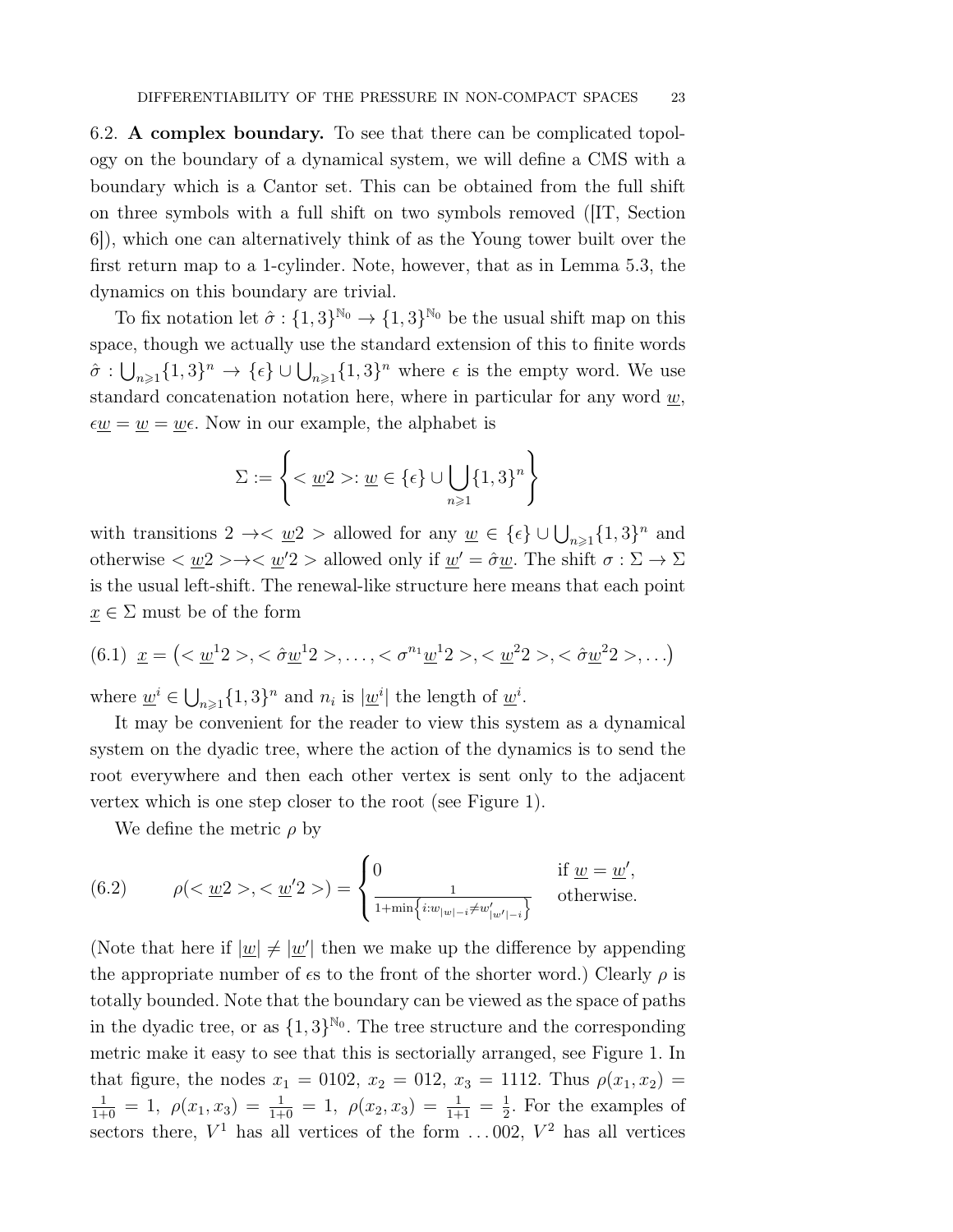6.2. **A complex boundary.** To see that there can be complicated topology on the boundary of a dynamical system, we will define a CMS with a boundary which is a Cantor set. This can be obtained from the full shift on three symbols with a full shift on two symbols removed ([IT, Section 6]), which one can alternatively think of as the Young tower built over the first return map to a 1-cylinder. Note, however, that as in Lemma 5.3, the dynamics on this boundary are trivial.

To fix notation let $\hat{\sigma} : \{1,3\}^{\mathbb{N}_0} \to \{1,3\}^{\mathbb{N}_0}$ be the usual shift map on this space, though we actually use the standard extension of this to finite words $\hat{\sigma} : \bigcup_{n\geqslant 1}\{1,3\}^n \to \{\epsilon\} \cup \bigcup_{n\geqslant 1}\{1,3\}^n$ where $\epsilon$ is the empty word. We use standard concatenation notation here, where in particular for any word $\underline{w}$, $\epsilon\underline{w} = \underline{w} = \underline{w}\epsilon$. Now in our example, the alphabet is

$$\Sigma := \left\{ <\underline{w}2> : \underline{w} \in \{\epsilon\} \cup \bigcup_{n\geqslant 1}\{1,3\}^n \right\}$$

with transitions $2 \to <\underline{w}2>$ allowed for any $\underline{w} \in \{\epsilon\} \cup \bigcup_{n\geqslant 1}\{1,3\}^n$ and otherwise $<\underline{w}2> \to <\underline{w}'2>$ allowed only if $\underline{w}' = \hat{\sigma}\underline{w}$. The shift $\sigma : \Sigma \to \Sigma$ is the usual left-shift. The renewal-like structure here means that each point $\underline{x} \in \Sigma$ must be of the form

$$\underline{x} = \left( <\underline{w}^1 2>, <\hat{\sigma}\underline{w}^1 2>, \ldots, <\sigma^{n_1}\underline{w}^1 2>, <\underline{w}^2 2>, <\hat{\sigma}\underline{w}^2 2>, \ldots \right) \tag{6.1}$$

where $\underline{w}^i \in \bigcup_{n\geqslant 1}\{1,3\}^n$ and $n_i$ is $|\underline{w}^i|$ the length of $\underline{w}^i$.

It may be convenient for the reader to view this system as a dynamical system on the dyadic tree, where the action of the dynamics is to send the root everywhere and then each other vertex is sent only to the adjacent vertex which is one step closer to the root (see Figure 1).

We define the metric $\rho$ by

$$\rho(<\underline{w}2>, <\underline{w}'2>) = \begin{cases} 0 & \text{if } \underline{w} = \underline{w}', \\ \frac{1}{1+\min\left\{i : w_{|w|-i} \neq w'_{|w'|-i}\right\}} & \text{otherwise.} \end{cases} \tag{6.2}$$

(Note that here if $|\underline{w}| \neq |\underline{w}'|$ then we make up the difference by appending the appropriate number of $\epsilon$s to the front of the shorter word.) Clearly $\rho$ is totally bounded. Note that the boundary can be viewed as the space of paths in the dyadic tree, or as $\{1,3\}^{\mathbb{N}_0}$. The tree structure and the corresponding metric make it easy to see that this is sectorially arranged, see Figure 1. In that figure, the nodes $x_1 = 0102$, $x_2 = 012$, $x_3 = 1112$. Thus $\rho(x_1, x_2) = \frac{1}{1+0} = 1$, $\rho(x_1, x_3) = \frac{1}{1+0} = 1$, $\rho(x_2, x_3) = \frac{1}{1+1} = \frac{1}{2}$. For the examples of sectors there, $V^1$ has all vertices of the form $\ldots 002$, $V^2$ has all vertices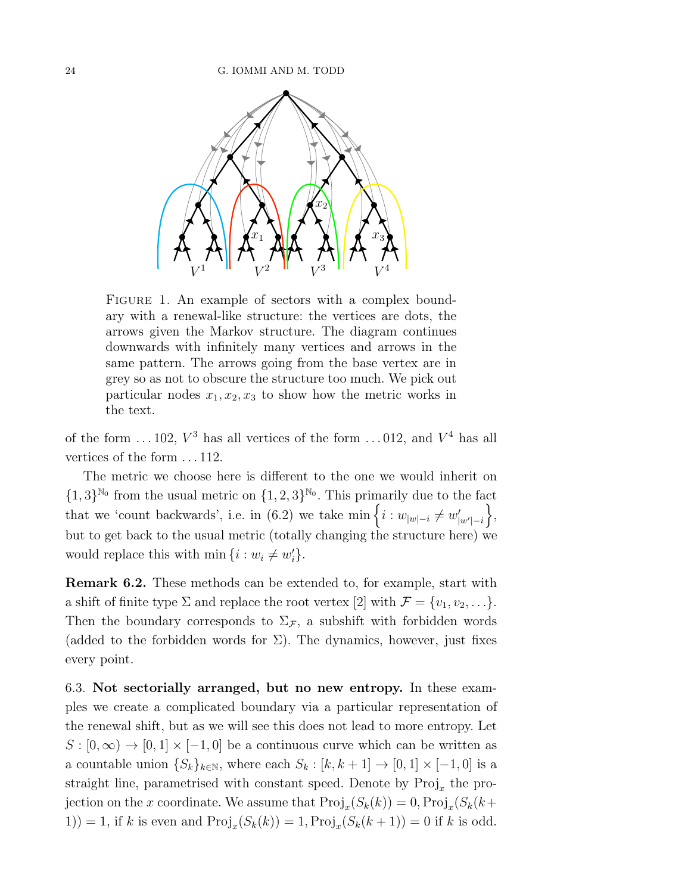FIGURE 1. An example of sectors with a complex boundary with a renewal-like structure: the vertices are dots, the arrows given the Markov structure. The diagram continues downwards with infinitely many vertices and arrows in the same pattern. The arrows going from the base vertex are in grey so as not to obscure the structure too much. We pick out particular nodes $x_1, x_2, x_3$ to show how the metric works in the text.

of the form $\ldots 102$, $V^3$ has all vertices of the form $\ldots 012$, and $V^4$ has all vertices of the form $\ldots 112$.

The metric we choose here is different to the one we would inherit on $\{1,3\}^{\mathbb{N}_0}$ from the usual metric on $\{1,2,3\}^{\mathbb{N}_0}$. This primarily due to the fact that we 'count backwards', i.e. in (6.2) we take $\min\left\{i : w_{|w|-i} \neq w'_{|w'|-i}\right\}$, but to get back to the usual metric (totally changing the structure here) we would replace this with $\min\{i : w_i \neq w'_i\}$.

**Remark 6.2.** These methods can be extended to, for example, start with a shift of finite type $\Sigma$ and replace the root vertex $[2]$ with $\mathcal{F} = \{v_1, v_2, \ldots\}$. Then the boundary corresponds to $\Sigma_{\mathcal{F}}$, a subshift with forbidden words (added to the forbidden words for $\Sigma$). The dynamics, however, just fixes every point.

6.3. **Not sectorially arranged, but no new entropy.** In these examples we create a complicated boundary via a particular representation of the renewal shift, but as we will see this does not lead to more entropy. Let $S : [0, \infty) \to [0,1] \times [-1, 0]$ be a continuous curve which can be written as a countable union $\{S_k\}_{k \in \mathbb{N}}$, where each $S_k : [k, k+1] \to [0,1] \times [-1, 0]$ is a straight line, parametrised with constant speed. Denote by $\text{Proj}_x$ the projection on the $x$ coordinate. We assume that $\text{Proj}_x(S_k(k)) = 0, \text{Proj}_x(S_k(k+1)) = 1$, if $k$ is even and $\text{Proj}_x(S_k(k)) = 1, \text{Proj}_x(S_k(k+1)) = 0$ if $k$ is odd.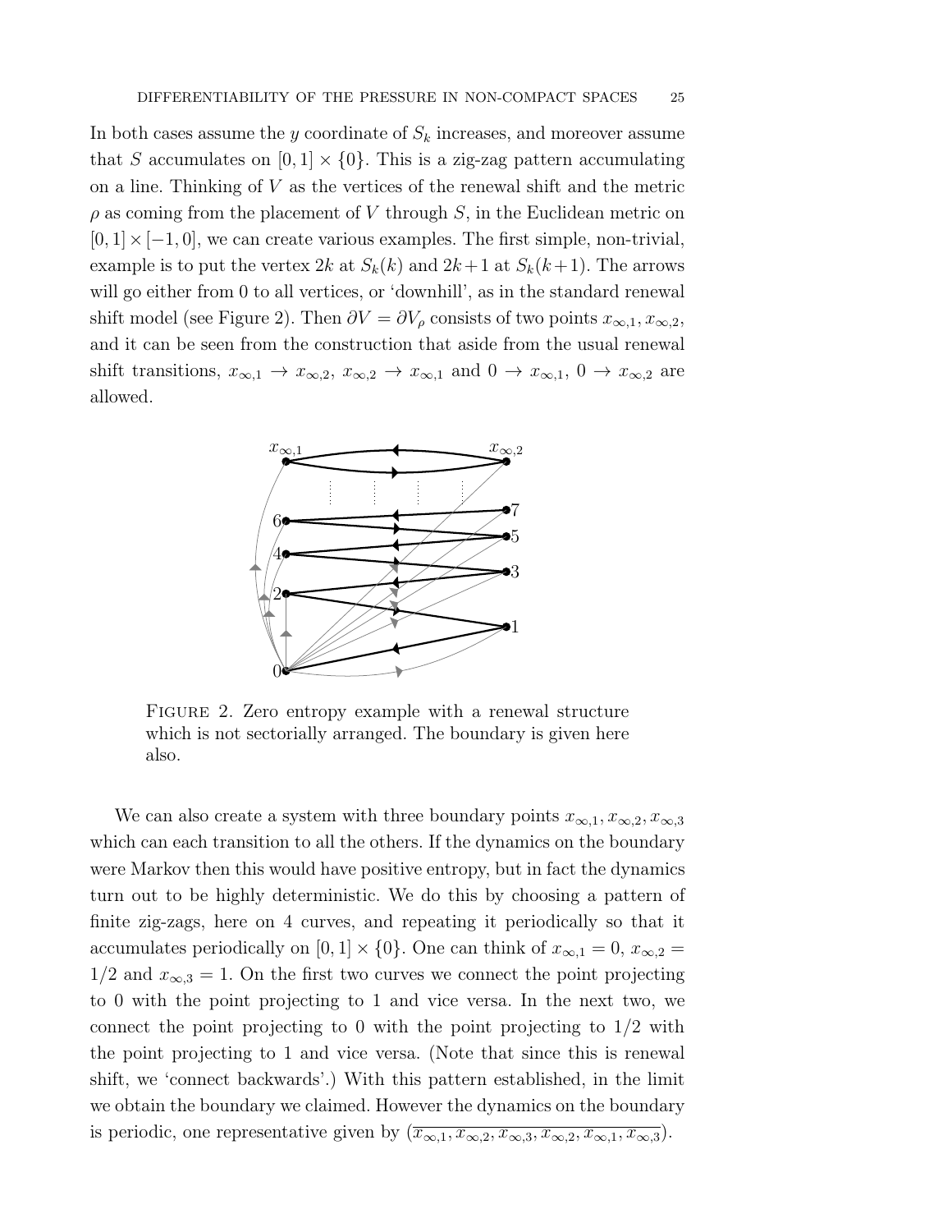In both cases assume the $y$ coordinate of $S_k$ increases, and moreover assume that $S$ accumulates on $[0,1] \times \{0\}$. This is a zig-zag pattern accumulating on a line. Thinking of $V$ as the vertices of the renewal shift and the metric $\rho$ as coming from the placement of $V$ through $S$, in the Euclidean metric on $[0,1] \times [-1,0]$, we can create various examples. The first simple, non-trivial, example is to put the vertex $2k$ at $S_k(k)$ and $2k+1$ at $S_k(k+1)$. The arrows will go either from 0 to all vertices, or 'downhill', as in the standard renewal shift model (see Figure 2). Then $\partial V = \partial V_\rho$ consists of two points $x_{\infty,1}, x_{\infty,2}$, and it can be seen from the construction that aside from the usual renewal shift transitions, $x_{\infty,1} \to x_{\infty,2}$, $x_{\infty,2} \to x_{\infty,1}$ and $0 \to x_{\infty,1}$, $0 \to x_{\infty,2}$ are allowed.

Figure 2. Zero entropy example with a renewal structure which is not sectorially arranged. The boundary is given here also.

We can also create a system with three boundary points $x_{\infty,1}, x_{\infty,2}, x_{\infty,3}$ which can each transition to all the others. If the dynamics on the boundary were Markov then this would have positive entropy, but in fact the dynamics turn out to be highly deterministic. We do this by choosing a pattern of finite zig-zags, here on 4 curves, and repeating it periodically so that it accumulates periodically on $[0,1] \times \{0\}$. One can think of $x_{\infty,1} = 0$, $x_{\infty,2} = 1/2$ and $x_{\infty,3} = 1$. On the first two curves we connect the point projecting to 0 with the point projecting to 1 and vice versa. In the next two, we connect the point projecting to 0 with the point projecting to 1/2 with the point projecting to 1 and vice versa. (Note that since this is renewal shift, we 'connect backwards'.) With this pattern established, in the limit we obtain the boundary we claimed. However the dynamics on the boundary is periodic, one representative given by $(\overline{x_{\infty,1}, x_{\infty,2}, x_{\infty,3}, x_{\infty,2}, x_{\infty,1}, x_{\infty,3}})$.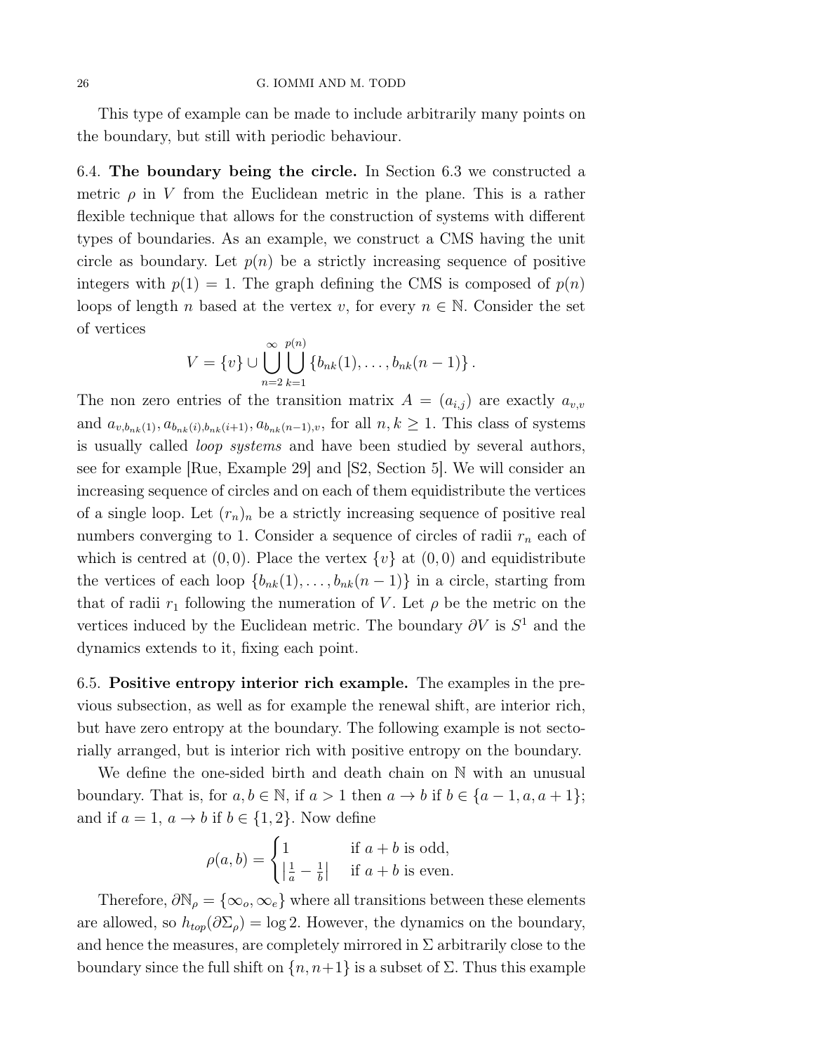This type of example can be made to include arbitrarily many points on the boundary, but still with periodic behaviour.

### 6.4. **The boundary being the circle.**

In Section 6.3 we constructed a metric $\rho$ in $V$ from the Euclidean metric in the plane. This is a rather flexible technique that allows for the construction of systems with different types of boundaries. As an example, we construct a CMS having the unit circle as boundary. Let $p(n)$ be a strictly increasing sequence of positive integers with $p(1) = 1$. The graph defining the CMS is composed of $p(n)$ loops of length $n$ based at the vertex $v$, for every $n \in \mathbb{N}$. Consider the set of vertices

$$V = \{v\} \cup \bigcup_{n=2}^{\infty} \bigcup_{k=1}^{p(n)} \{b_{nk}(1), \ldots, b_{nk}(n-1)\}.$$

The non zero entries of the transition matrix $A = (a_{i,j})$ are exactly $a_{v,v}$ and $a_{v,b_{nk}(1)}, a_{b_{nk}(i),b_{nk}(i+1)}, a_{b_{nk}(n-1),v}$, for all $n, k \geq 1$. This class of systems is usually called *loop systems* and have been studied by several authors, see for example [Rue, Example 29] and [S2, Section 5]. We will consider an increasing sequence of circles and on each of them equidistribute the vertices of a single loop. Let $(r_n)_n$ be a strictly increasing sequence of positive real numbers converging to 1. Consider a sequence of circles of radii $r_n$ each of which is centred at $(0, 0)$. Place the vertex $\{v\}$ at $(0, 0)$ and equidistribute the vertices of each loop $\{b_{nk}(1), \ldots, b_{nk}(n-1)\}$ in a circle, starting from that of radii $r_1$ following the numeration of $V$. Let $\rho$ be the metric on the vertices induced by the Euclidean metric. The boundary $\partial V$ is $S^1$ and the dynamics extends to it, fixing each point.

### 6.5. **Positive entropy interior rich example.**

The examples in the previous subsection, as well as for example the renewal shift, are interior rich, but have zero entropy at the boundary. The following example is not sectorially arranged, but is interior rich with positive entropy on the boundary.

We define the one-sided birth and death chain on $\mathbb{N}$ with an unusual boundary. That is, for $a, b \in \mathbb{N}$, if $a > 1$ then $a \to b$ if $b \in \{a-1, a, a+1\}$; and if $a = 1$, $a \to b$ if $b \in \{1, 2\}$. Now define

$$\rho(a, b) = \begin{cases} 1 & \text{if } a + b \text{ is odd,} \\ \left|\frac{1}{a} - \frac{1}{b}\right| & \text{if } a + b \text{ is even.} \end{cases}$$

Therefore, $\partial\mathbb{N}_\rho = \{\infty_o, \infty_e\}$ where all transitions between these elements are allowed, so $h_{top}(\partial\Sigma_\rho) = \log 2$. However, the dynamics on the boundary, and hence the measures, are completely mirrored in $\Sigma$ arbitrarily close to the boundary since the full shift on $\{n, n+1\}$ is a subset of $\Sigma$. Thus this example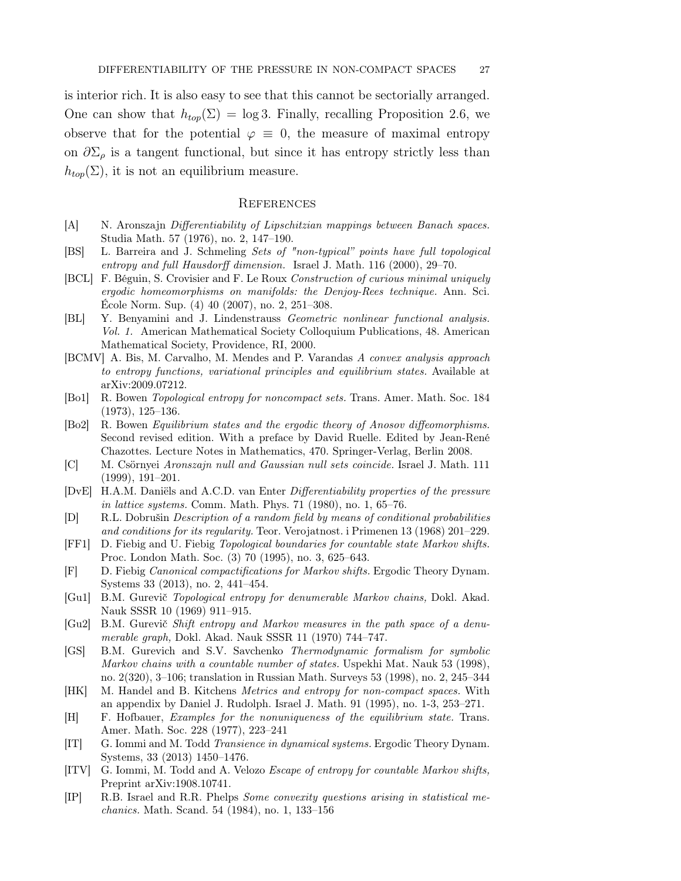is interior rich. It is also easy to see that this cannot be sectorially arranged. One can show that $h_{top}(\Sigma) = \log 3$. Finally, recalling Proposition 2.6, we observe that for the potential $\varphi \equiv 0$, the measure of maximal entropy on $\partial\Sigma_\rho$ is a tangent functional, but since it has entropy strictly less than $h_{top}(\Sigma)$, it is not an equilibrium measure.

## References

- [A] N. Aronszajn *Differentiability of Lipschitzian mappings between Banach spaces.* Studia Math. 57 (1976), no. 2, 147–190.
- [BS] L. Barreira and J. Schmeling *Sets of "non-typical" points have full topological entropy and full Hausdorff dimension.* Israel J. Math. 116 (2000), 29–70.
- [BCL] F. Béguin, S. Crovisier and F. Le Roux *Construction of curious minimal uniquely ergodic homeomorphisms on manifolds: the Denjoy-Rees technique.* Ann. Sci. École Norm. Sup. (4) 40 (2007), no. 2, 251–308.
- [BL] Y. Benyamini and J. Lindenstrauss *Geometric nonlinear functional analysis. Vol. 1.* American Mathematical Society Colloquium Publications, 48. American Mathematical Society, Providence, RI, 2000.
- [BCMV] A. Bis, M. Carvalho, M. Mendes and P. Varandas *A convex analysis approach to entropy functions, variational principles and equilibrium states.* Available at arXiv:2009.07212.
- [Bo1] R. Bowen *Topological entropy for noncompact sets.* Trans. Amer. Math. Soc. 184 (1973), 125–136.
- [Bo2] R. Bowen *Equilibrium states and the ergodic theory of Anosov diffeomorphisms.* Second revised edition. With a preface by David Ruelle. Edited by Jean-René Chazottes. Lecture Notes in Mathematics, 470. Springer-Verlag, Berlin 2008.
- [C] M. Csörnyei *Aronszajn null and Gaussian null sets coincide.* Israel J. Math. 111 (1999), 191–201.
- [DvE] H.A.M. Daniëls and A.C.D. van Enter *Differentiability properties of the pressure in lattice systems.* Comm. Math. Phys. 71 (1980), no. 1, 65–76.
- [D] R.L. Dobrušin *Description of a random field by means of conditional probabilities and conditions for its regularity.* Teor. Verojatnost. i Primenen 13 (1968) 201–229.
- [FF1] D. Fiebig and U. Fiebig *Topological boundaries for countable state Markov shifts.* Proc. London Math. Soc. (3) 70 (1995), no. 3, 625–643.
- [F] D. Fiebig *Canonical compactifications for Markov shifts.* Ergodic Theory Dynam. Systems 33 (2013), no. 2, 441–454.
- [Gu1] B.M. Gurevič *Topological entropy for denumerable Markov chains,* Dokl. Akad. Nauk SSSR 10 (1969) 911–915.
- [Gu2] B.M. Gurevič *Shift entropy and Markov measures in the path space of a denumerable graph,* Dokl. Akad. Nauk SSSR 11 (1970) 744–747.
- [GS] B.M. Gurevich and S.V. Savchenko *Thermodynamic formalism for symbolic Markov chains with a countable number of states.* Uspekhi Mat. Nauk 53 (1998), no. 2(320), 3–106; translation in Russian Math. Surveys 53 (1998), no. 2, 245–344
- [HK] M. Handel and B. Kitchens *Metrics and entropy for non-compact spaces.* With an appendix by Daniel J. Rudolph. Israel J. Math. 91 (1995), no. 1-3, 253–271.
- [H] F. Hofbauer, *Examples for the nonuniqueness of the equilibrium state.* Trans. Amer. Math. Soc. 228 (1977), 223–241
- [IT] G. Iommi and M. Todd *Transience in dynamical systems.* Ergodic Theory Dynam. Systems, 33 (2013) 1450–1476.
- [ITV] G. Iommi, M. Todd and A. Velozo *Escape of entropy for countable Markov shifts,* Preprint arXiv:1908.10741.
- [IP] R.B. Israel and R.R. Phelps *Some convexity questions arising in statistical mechanics.* Math. Scand. 54 (1984), no. 1, 133–156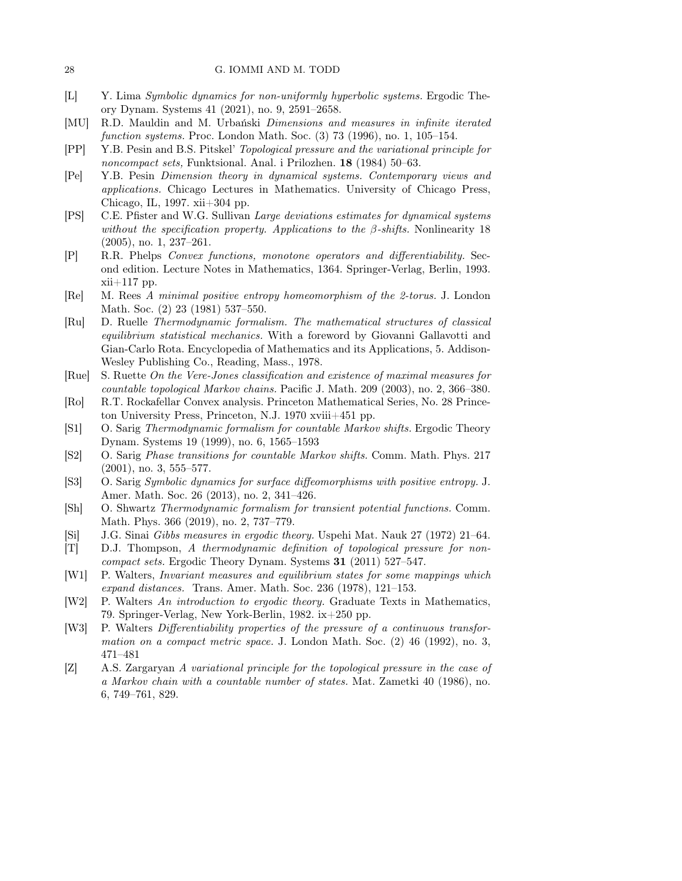- [L] Y. Lima *Symbolic dynamics for non-uniformly hyperbolic systems.* Ergodic Theory Dynam. Systems 41 (2021), no. 9, 2591–2658.
- [MU] R.D. Mauldin and M. Urbański *Dimensions and measures in infinite iterated function systems.* Proc. London Math. Soc. (3) 73 (1996), no. 1, 105–154.
- [PP] Y.B. Pesin and B.S. Pitskel' *Topological pressure and the variational principle for noncompact sets,* Funktsional. Anal. i Prilozhen. **18** (1984) 50–63.
- [Pe] Y.B. Pesin *Dimension theory in dynamical systems. Contemporary views and applications.* Chicago Lectures in Mathematics. University of Chicago Press, Chicago, IL, 1997. xii+304 pp.
- [PS] C.E. Pfister and W.G. Sullivan *Large deviations estimates for dynamical systems without the specification property. Applications to the $\beta$-shifts.* Nonlinearity 18 (2005), no. 1, 237–261.
- [P] R.R. Phelps *Convex functions, monotone operators and differentiability.* Second edition. Lecture Notes in Mathematics, 1364. Springer-Verlag, Berlin, 1993. xii+117 pp.
- [Re] M. Rees *A minimal positive entropy homeomorphism of the 2-torus.* J. London Math. Soc. (2) 23 (1981) 537–550.
- [Ru] D. Ruelle *Thermodynamic formalism. The mathematical structures of classical equilibrium statistical mechanics.* With a foreword by Giovanni Gallavotti and Gian-Carlo Rota. Encyclopedia of Mathematics and its Applications, 5. Addison-Wesley Publishing Co., Reading, Mass., 1978.
- [Rue] S. Ruette *On the Vere-Jones classification and existence of maximal measures for countable topological Markov chains.* Pacific J. Math. 209 (2003), no. 2, 366–380.
- [Ro] R.T. Rockafellar Convex analysis. Princeton Mathematical Series, No. 28 Princeton University Press, Princeton, N.J. 1970 xviii+451 pp.
- [S1] O. Sarig *Thermodynamic formalism for countable Markov shifts.* Ergodic Theory Dynam. Systems 19 (1999), no. 6, 1565–1593
- [S2] O. Sarig *Phase transitions for countable Markov shifts.* Comm. Math. Phys. 217 (2001), no. 3, 555–577.
- [S3] O. Sarig *Symbolic dynamics for surface diffeomorphisms with positive entropy.* J. Amer. Math. Soc. 26 (2013), no. 2, 341–426.
- [Sh] O. Shwartz *Thermodynamic formalism for transient potential functions.* Comm. Math. Phys. 366 (2019), no. 2, 737–779.
- [Si] J.G. Sinai *Gibbs measures in ergodic theory.* Uspehi Mat. Nauk 27 (1972) 21–64.
- [T] D.J. Thompson, *A thermodynamic definition of topological pressure for noncompact sets.* Ergodic Theory Dynam. Systems **31** (2011) 527–547.
- [W1] P. Walters, *Invariant measures and equilibrium states for some mappings which expand distances.* Trans. Amer. Math. Soc. 236 (1978), 121–153.
- [W2] P. Walters *An introduction to ergodic theory.* Graduate Texts in Mathematics, 79. Springer-Verlag, New York-Berlin, 1982. ix+250 pp.
- [W3] P. Walters *Differentiability properties of the pressure of a continuous transformation on a compact metric space.* J. London Math. Soc. (2) 46 (1992), no. 3, 471–481
- [Z] A.S. Zargaryan *A variational principle for the topological pressure in the case of a Markov chain with a countable number of states.* Mat. Zametki 40 (1986), no. 6, 749–761, 829.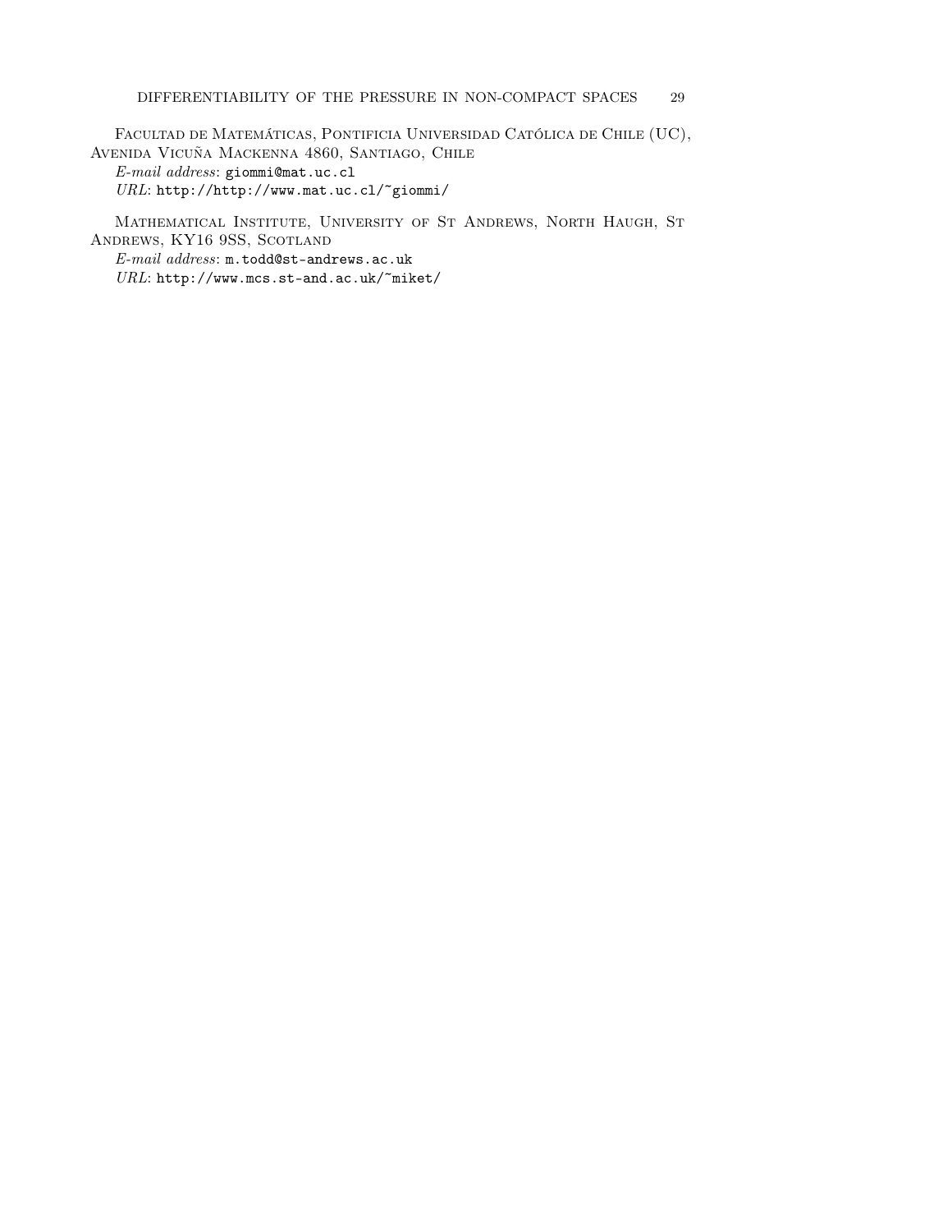Facultad de Matemáticas, Pontificia Universidad Católica de Chile (UC), Avenida Vicuña Mackenna 4860, Santiago, Chile

*E-mail address*: giommi@mat.uc.cl

*URL*: http://http://www.mat.uc.cl/~giommi/

Mathematical Institute, University of St Andrews, North Haugh, St Andrews, KY16 9SS, Scotland

*E-mail address*: m.todd@st-andrews.ac.uk

*URL*: http://www.mcs.st-and.ac.uk/~miket/